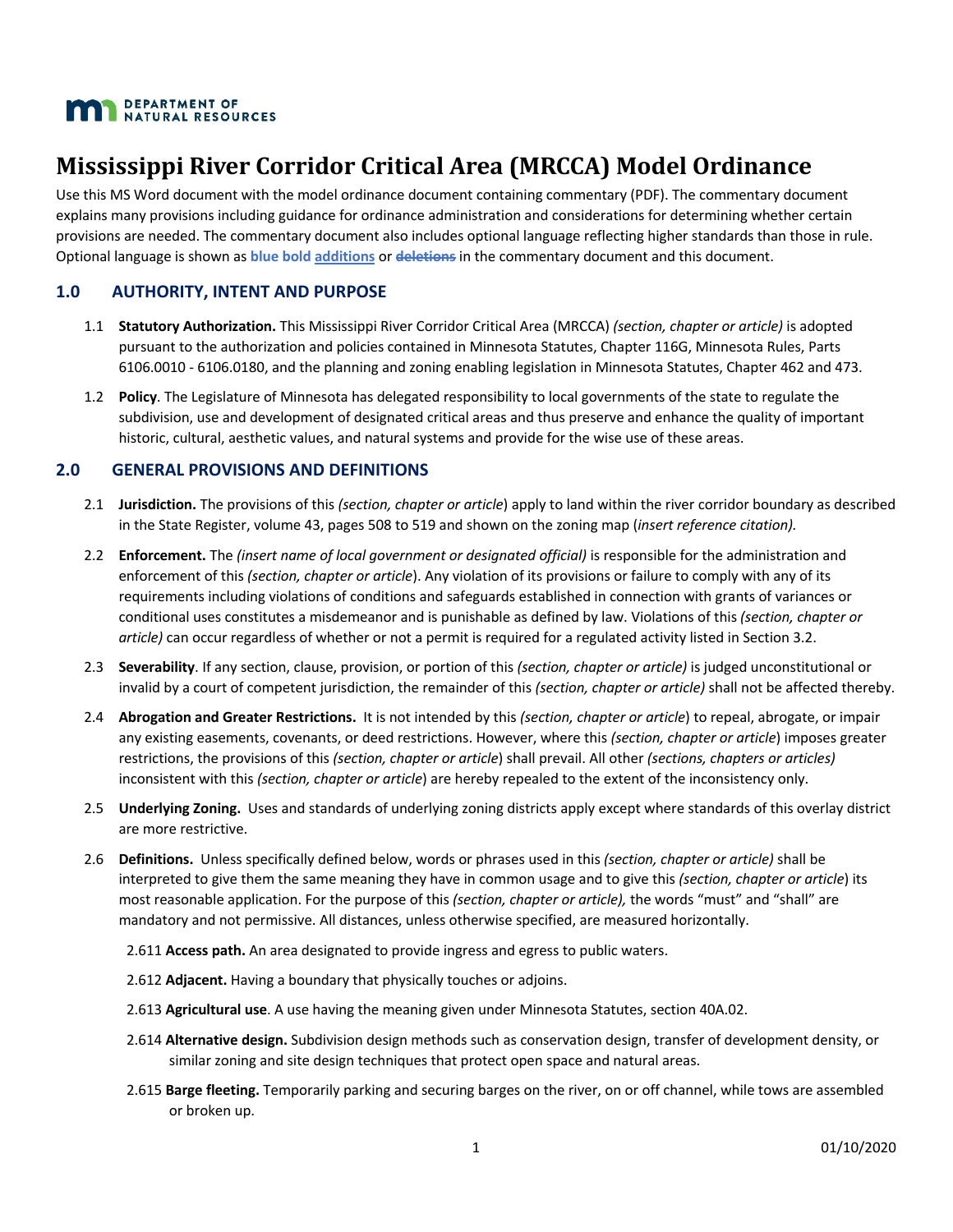DEPARTMENT OF NATURAL RESOURCES

# Mississippi River Corridor Critical Area (MRCCA) Model Ordinance

Use this MS Word document with the model ordinance document containing commentary (PDF). The commentary document explains many provisions including guidance for ordinance administration and considerations for determining whether certain provisions are needed. The commentary document also includes optional language reflecting higher standards than those in rule. Optional language is shown as **blue bold <u>additions</u>** or ~~deletions~~ in the commentary document and this document.

## 1.0 AUTHORITY, INTENT AND PURPOSE

1.1 **Statutory Authorization.** This Mississippi River Corridor Critical Area (MRCCA) *(section, chapter or article)* is adopted pursuant to the authorization and policies contained in Minnesota Statutes, Chapter 116G, Minnesota Rules, Parts 6106.0010 - 6106.0180, and the planning and zoning enabling legislation in Minnesota Statutes, Chapter 462 and 473.

1.2 **Policy**. The Legislature of Minnesota has delegated responsibility to local governments of the state to regulate the subdivision, use and development of designated critical areas and thus preserve and enhance the quality of important historic, cultural, aesthetic values, and natural systems and provide for the wise use of these areas.

## 2.0 GENERAL PROVISIONS AND DEFINITIONS

2.1 **Jurisdiction.** The provisions of this *(section, chapter or article*) apply to land within the river corridor boundary as described in the State Register, volume 43, pages 508 to 519 and shown on the zoning map (*insert reference citation).*

2.2 **Enforcement.** The *(insert name of local government or designated official)* is responsible for the administration and enforcement of this *(section, chapter or article*). Any violation of its provisions or failure to comply with any of its requirements including violations of conditions and safeguards established in connection with grants of variances or conditional uses constitutes a misdemeanor and is punishable as defined by law. Violations of this *(section, chapter or article)* can occur regardless of whether or not a permit is required for a regulated activity listed in Section 3.2.

2.3 **Severability**. If any section, clause, provision, or portion of this *(section, chapter or article)* is judged unconstitutional or invalid by a court of competent jurisdiction, the remainder of this *(section, chapter or article)* shall not be affected thereby.

2.4 **Abrogation and Greater Restrictions.** It is not intended by this *(section, chapter or article*) to repeal, abrogate, or impair any existing easements, covenants, or deed restrictions. However, where this *(section, chapter or article*) imposes greater restrictions, the provisions of this *(section, chapter or article*) shall prevail. All other *(sections, chapters or articles)* inconsistent with this *(section, chapter or article*) are hereby repealed to the extent of the inconsistency only.

2.5 **Underlying Zoning.** Uses and standards of underlying zoning districts apply except where standards of this overlay district are more restrictive.

2.6 **Definitions.** Unless specifically defined below, words or phrases used in this *(section, chapter or article)* shall be interpreted to give them the same meaning they have in common usage and to give this *(section, chapter or article*) its most reasonable application. For the purpose of this *(section, chapter or article),* the words "must" and "shall" are mandatory and not permissive. All distances, unless otherwise specified, are measured horizontally.

2.611 **Access path.** An area designated to provide ingress and egress to public waters.

2.612 **Adjacent.** Having a boundary that physically touches or adjoins.

2.613 **Agricultural use**. A use having the meaning given under Minnesota Statutes, section 40A.02.

2.614 **Alternative design.** Subdivision design methods such as conservation design, transfer of development density, or similar zoning and site design techniques that protect open space and natural areas.

2.615 **Barge fleeting.** Temporarily parking and securing barges on the river, on or off channel, while tows are assembled or broken up.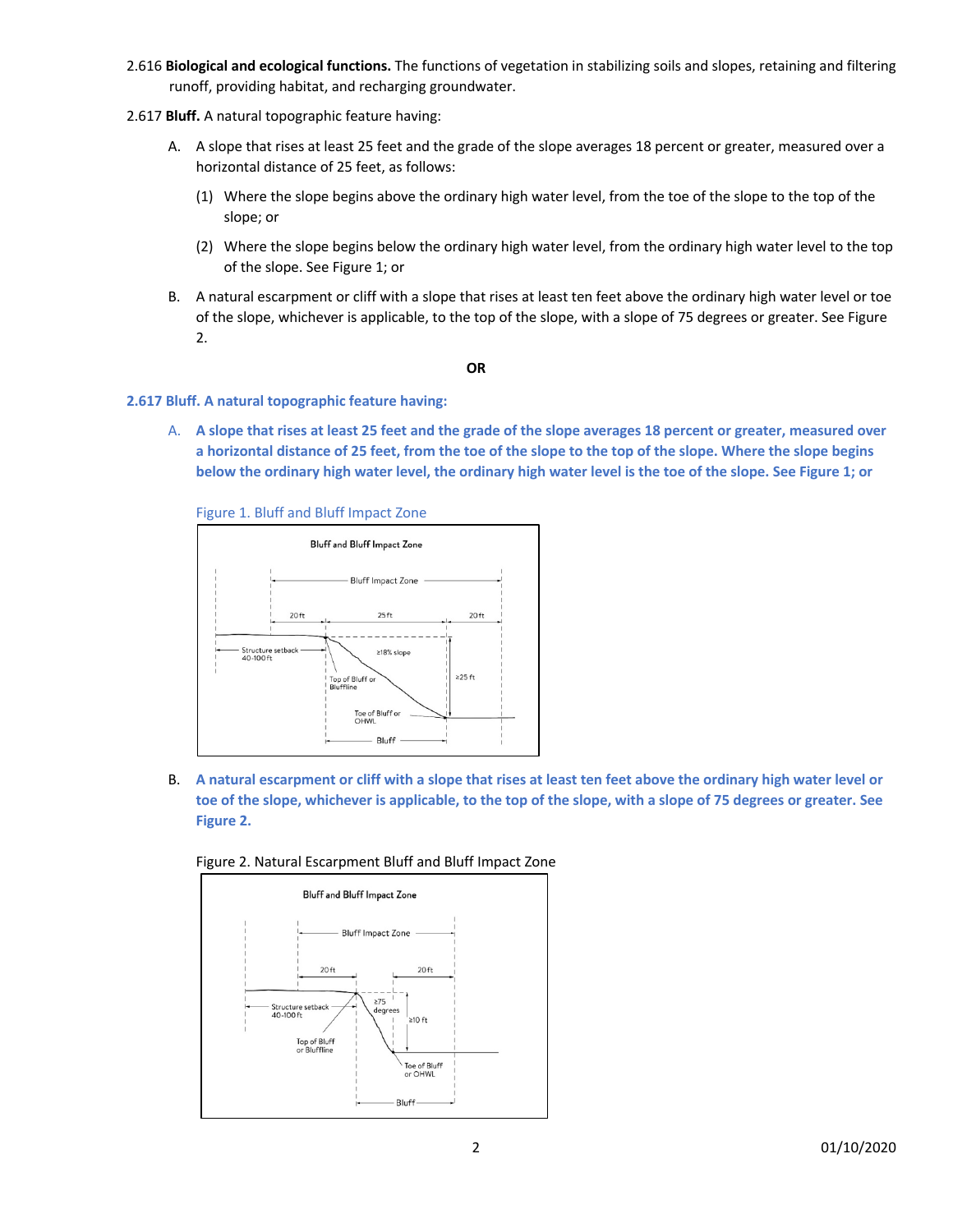2.616 **Biological and ecological functions.** The functions of vegetation in stabilizing soils and slopes, retaining and filtering runoff, providing habitat, and recharging groundwater.

2.617 **Bluff.** A natural topographic feature having:

A. A slope that rises at least 25 feet and the grade of the slope averages 18 percent or greater, measured over a horizontal distance of 25 feet, as follows:

(1) Where the slope begins above the ordinary high water level, from the toe of the slope to the top of the slope; or

(2) Where the slope begins below the ordinary high water level, from the ordinary high water level to the top of the slope. See Figure 1; or

B. A natural escarpment or cliff with a slope that rises at least ten feet above the ordinary high water level or toe of the slope, whichever is applicable, to the top of the slope, with a slope of 75 degrees or greater. See Figure 2.

**OR**

**2.617 Bluff. A natural topographic feature having:**

A. **A slope that rises at least 25 feet and the grade of the slope averages 18 percent or greater, measured over a horizontal distance of 25 feet, from the toe of the slope to the top of the slope. Where the slope begins below the ordinary high water level, the ordinary high water level is the toe of the slope. See Figure 1; or**

Figure 1. Bluff and Bluff Impact Zone

B. **A natural escarpment or cliff with a slope that rises at least ten feet above the ordinary high water level or toe of the slope, whichever is applicable, to the top of the slope, with a slope of 75 degrees or greater. See Figure 2.**

Figure 2. Natural Escarpment Bluff and Bluff Impact Zone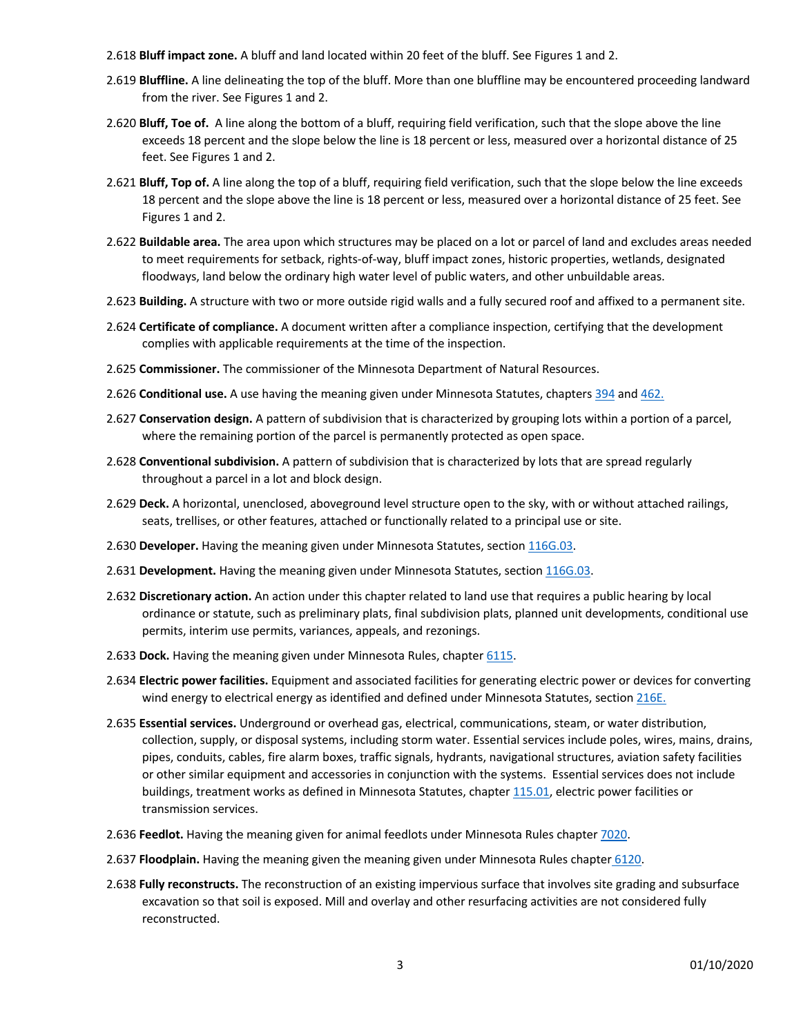2.618 **Bluff impact zone.** A bluff and land located within 20 feet of the bluff. See Figures 1 and 2.

2.619 **Bluffline.** A line delineating the top of the bluff. More than one bluffline may be encountered proceeding landward from the river. See Figures 1 and 2.

2.620 **Bluff, Toe of.** A line along the bottom of a bluff, requiring field verification, such that the slope above the line exceeds 18 percent and the slope below the line is 18 percent or less, measured over a horizontal distance of 25 feet. See Figures 1 and 2.

2.621 **Bluff, Top of.** A line along the top of a bluff, requiring field verification, such that the slope below the line exceeds 18 percent and the slope above the line is 18 percent or less, measured over a horizontal distance of 25 feet. See Figures 1 and 2.

2.622 **Buildable area.** The area upon which structures may be placed on a lot or parcel of land and excludes areas needed to meet requirements for setback, rights-of-way, bluff impact zones, historic properties, wetlands, designated floodways, land below the ordinary high water level of public waters, and other unbuildable areas.

2.623 **Building.** A structure with two or more outside rigid walls and a fully secured roof and affixed to a permanent site.

2.624 **Certificate of compliance.** A document written after a compliance inspection, certifying that the development complies with applicable requirements at the time of the inspection.

2.625 **Commissioner.** The commissioner of the Minnesota Department of Natural Resources.

2.626 **Conditional use.** A use having the meaning given under Minnesota Statutes, chapters 394 and 462.

2.627 **Conservation design.** A pattern of subdivision that is characterized by grouping lots within a portion of a parcel, where the remaining portion of the parcel is permanently protected as open space.

2.628 **Conventional subdivision.** A pattern of subdivision that is characterized by lots that are spread regularly throughout a parcel in a lot and block design.

2.629 **Deck.** A horizontal, unenclosed, aboveground level structure open to the sky, with or without attached railings, seats, trellises, or other features, attached or functionally related to a principal use or site.

2.630 **Developer.** Having the meaning given under Minnesota Statutes, section 116G.03.

2.631 **Development.** Having the meaning given under Minnesota Statutes, section 116G.03.

2.632 **Discretionary action.** An action under this chapter related to land use that requires a public hearing by local ordinance or statute, such as preliminary plats, final subdivision plats, planned unit developments, conditional use permits, interim use permits, variances, appeals, and rezonings.

2.633 **Dock.** Having the meaning given under Minnesota Rules, chapter 6115.

2.634 **Electric power facilities.** Equipment and associated facilities for generating electric power or devices for converting wind energy to electrical energy as identified and defined under Minnesota Statutes, section 216E.

2.635 **Essential services.** Underground or overhead gas, electrical, communications, steam, or water distribution, collection, supply, or disposal systems, including storm water. Essential services include poles, wires, mains, drains, pipes, conduits, cables, fire alarm boxes, traffic signals, hydrants, navigational structures, aviation safety facilities or other similar equipment and accessories in conjunction with the systems. Essential services does not include buildings, treatment works as defined in Minnesota Statutes, chapter 115.01, electric power facilities or transmission services.

2.636 **Feedlot.** Having the meaning given for animal feedlots under Minnesota Rules chapter 7020.

2.637 **Floodplain.** Having the meaning given the meaning given under Minnesota Rules chapter 6120.

2.638 **Fully reconstructs.** The reconstruction of an existing impervious surface that involves site grading and subsurface excavation so that soil is exposed. Mill and overlay and other resurfacing activities are not considered fully reconstructed.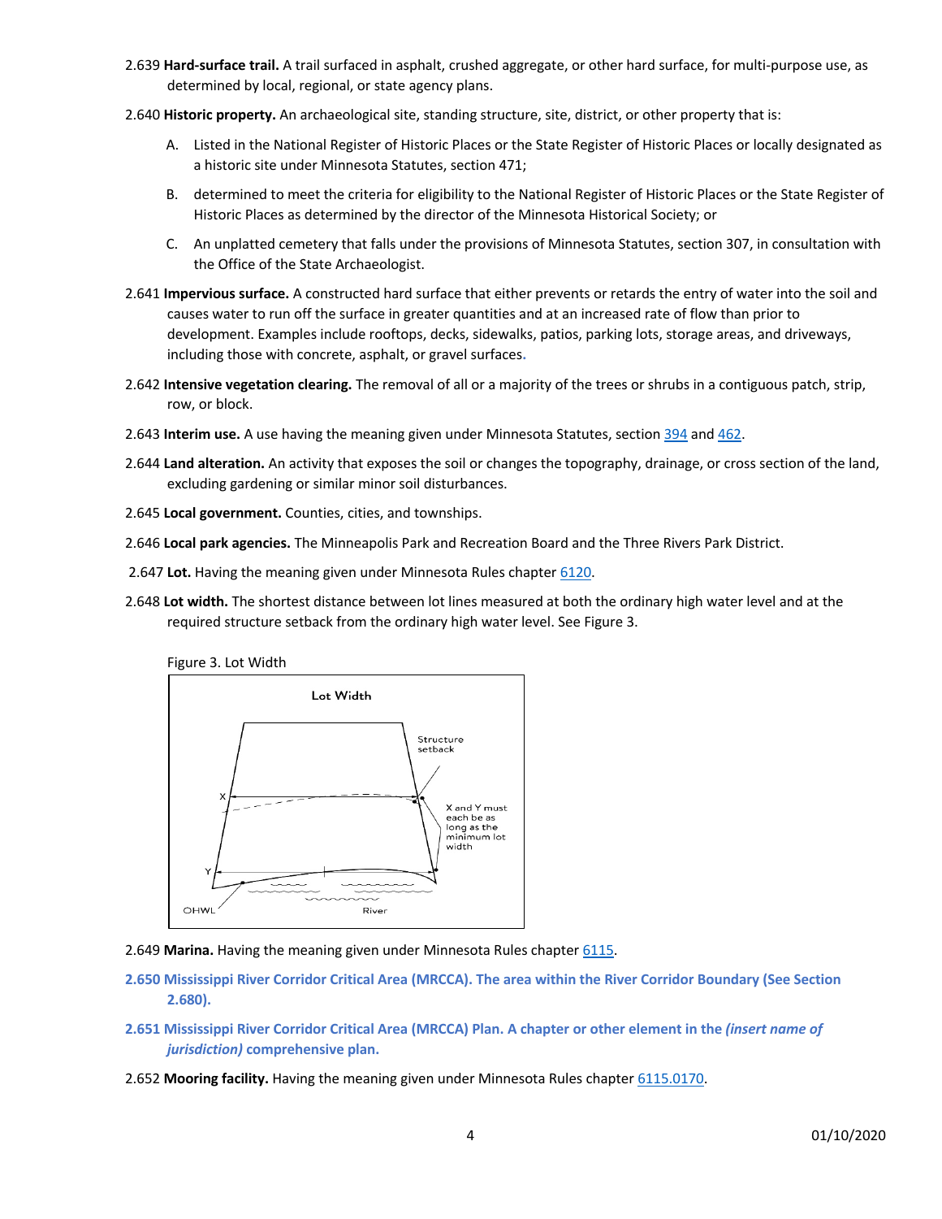2.639 **Hard-surface trail.** A trail surfaced in asphalt, crushed aggregate, or other hard surface, for multi-purpose use, as determined by local, regional, or state agency plans.

2.640 **Historic property.** An archaeological site, standing structure, site, district, or other property that is:

A. Listed in the National Register of Historic Places or the State Register of Historic Places or locally designated as a historic site under Minnesota Statutes, section 471;

B. determined to meet the criteria for eligibility to the National Register of Historic Places or the State Register of Historic Places as determined by the director of the Minnesota Historical Society; or

C. An unplatted cemetery that falls under the provisions of Minnesota Statutes, section 307, in consultation with the Office of the State Archaeologist.

2.641 **Impervious surface.** A constructed hard surface that either prevents or retards the entry of water into the soil and causes water to run off the surface in greater quantities and at an increased rate of flow than prior to development. Examples include rooftops, decks, sidewalks, patios, parking lots, storage areas, and driveways, including those with concrete, asphalt, or gravel surfaces.

2.642 **Intensive vegetation clearing.** The removal of all or a majority of the trees or shrubs in a contiguous patch, strip, row, or block.

2.643 **Interim use.** A use having the meaning given under Minnesota Statutes, section 394 and 462.

2.644 **Land alteration.** An activity that exposes the soil or changes the topography, drainage, or cross section of the land, excluding gardening or similar minor soil disturbances.

2.645 **Local government.** Counties, cities, and townships.

2.646 **Local park agencies.** The Minneapolis Park and Recreation Board and the Three Rivers Park District.

2.647 **Lot.** Having the meaning given under Minnesota Rules chapter 6120.

2.648 **Lot width.** The shortest distance between lot lines measured at both the ordinary high water level and at the required structure setback from the ordinary high water level. See Figure 3.

Figure 3. Lot Width

Lot Width

Structure setback

X

X and Y must each be as long as the minimum lot width

Y

OHWL

River

2.649 **Marina.** Having the meaning given under Minnesota Rules chapter 6115.

**2.650 Mississippi River Corridor Critical Area (MRCCA). The area within the River Corridor Boundary (See Section 2.680).**

**2.651 Mississippi River Corridor Critical Area (MRCCA) Plan. A chapter or other element in the *(insert name of jurisdiction)* comprehensive plan.**

2.652 **Mooring facility.** Having the meaning given under Minnesota Rules chapter 6115.0170.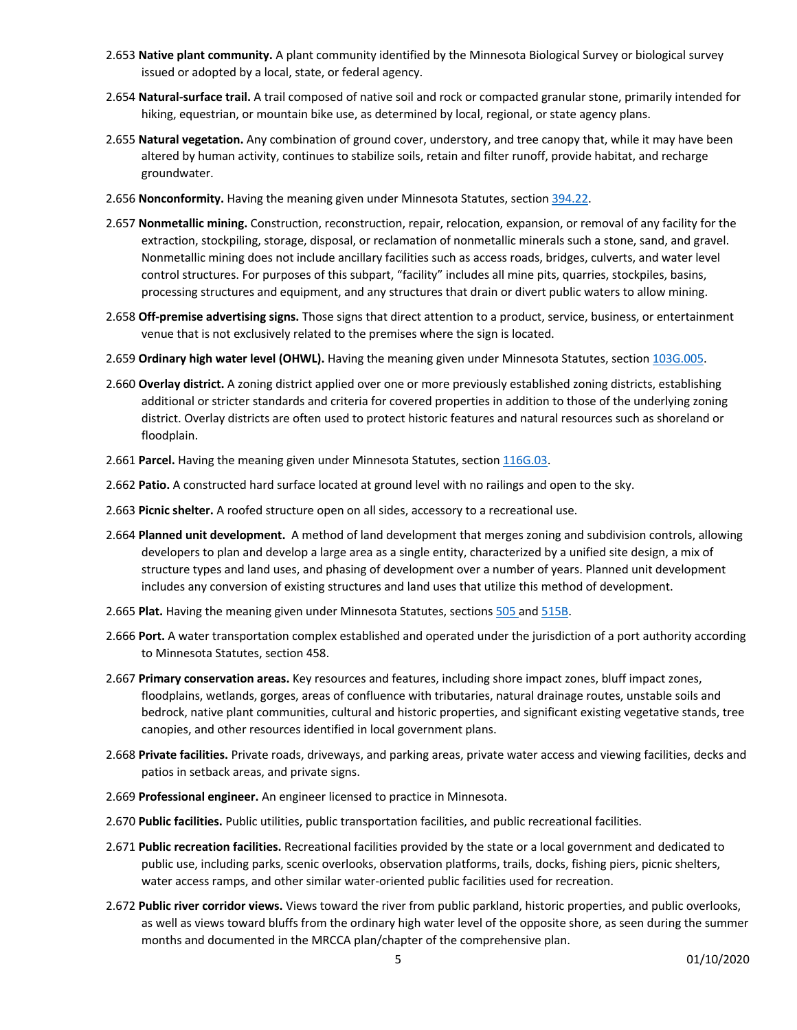2.653 **Native plant community.** A plant community identified by the Minnesota Biological Survey or biological survey issued or adopted by a local, state, or federal agency.

2.654 **Natural-surface trail.** A trail composed of native soil and rock or compacted granular stone, primarily intended for hiking, equestrian, or mountain bike use, as determined by local, regional, or state agency plans.

2.655 **Natural vegetation.** Any combination of ground cover, understory, and tree canopy that, while it may have been altered by human activity, continues to stabilize soils, retain and filter runoff, provide habitat, and recharge groundwater.

2.656 **Nonconformity.** Having the meaning given under Minnesota Statutes, section [394.22](https://www.revisor.mn.gov/statutes/cite/394.22).

2.657 **Nonmetallic mining.** Construction, reconstruction, repair, relocation, expansion, or removal of any facility for the extraction, stockpiling, storage, disposal, or reclamation of nonmetallic minerals such a stone, sand, and gravel. Nonmetallic mining does not include ancillary facilities such as access roads, bridges, culverts, and water level control structures. For purposes of this subpart, "facility" includes all mine pits, quarries, stockpiles, basins, processing structures and equipment, and any structures that drain or divert public waters to allow mining.

2.658 **Off-premise advertising signs.** Those signs that direct attention to a product, service, business, or entertainment venue that is not exclusively related to the premises where the sign is located.

2.659 **Ordinary high water level (OHWL).** Having the meaning given under Minnesota Statutes, section [103G.005](https://www.revisor.mn.gov/statutes/cite/103G.005).

2.660 **Overlay district.** A zoning district applied over one or more previously established zoning districts, establishing additional or stricter standards and criteria for covered properties in addition to those of the underlying zoning district. Overlay districts are often used to protect historic features and natural resources such as shoreland or floodplain.

2.661 **Parcel.** Having the meaning given under Minnesota Statutes, section [116G.03](https://www.revisor.mn.gov/statutes/cite/116G.03).

2.662 **Patio.** A constructed hard surface located at ground level with no railings and open to the sky.

2.663 **Picnic shelter.** A roofed structure open on all sides, accessory to a recreational use.

2.664 **Planned unit development.** A method of land development that merges zoning and subdivision controls, allowing developers to plan and develop a large area as a single entity, characterized by a unified site design, a mix of structure types and land uses, and phasing of development over a number of years. Planned unit development includes any conversion of existing structures and land uses that utilize this method of development.

2.665 **Plat.** Having the meaning given under Minnesota Statutes, sections [505](https://www.revisor.mn.gov/statutes/cite/505) and [515B](https://www.revisor.mn.gov/statutes/cite/515B).

2.666 **Port.** A water transportation complex established and operated under the jurisdiction of a port authority according to Minnesota Statutes, section 458.

2.667 **Primary conservation areas.** Key resources and features, including shore impact zones, bluff impact zones, floodplains, wetlands, gorges, areas of confluence with tributaries, natural drainage routes, unstable soils and bedrock, native plant communities, cultural and historic properties, and significant existing vegetative stands, tree canopies, and other resources identified in local government plans.

2.668 **Private facilities.** Private roads, driveways, and parking areas, private water access and viewing facilities, decks and patios in setback areas, and private signs.

2.669 **Professional engineer.** An engineer licensed to practice in Minnesota.

2.670 **Public facilities.** Public utilities, public transportation facilities, and public recreational facilities.

2.671 **Public recreation facilities.** Recreational facilities provided by the state or a local government and dedicated to public use, including parks, scenic overlooks, observation platforms, trails, docks, fishing piers, picnic shelters, water access ramps, and other similar water-oriented public facilities used for recreation.

2.672 **Public river corridor views.** Views toward the river from public parkland, historic properties, and public overlooks, as well as views toward bluffs from the ordinary high water level of the opposite shore, as seen during the summer months and documented in the MRCCA plan/chapter of the comprehensive plan.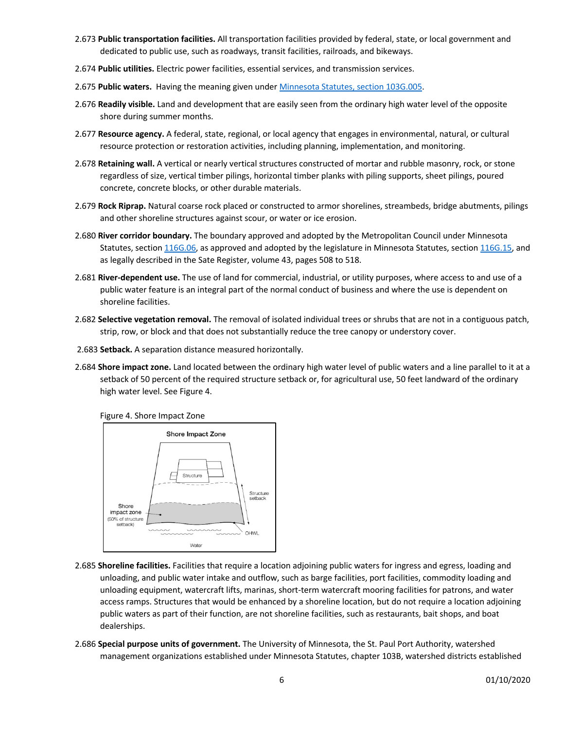2.673 **Public transportation facilities.** All transportation facilities provided by federal, state, or local government and dedicated to public use, such as roadways, transit facilities, railroads, and bikeways.

2.674 **Public utilities.** Electric power facilities, essential services, and transmission services.

2.675 **Public waters.** Having the meaning given under [Minnesota Statutes, section 103G.005](#).

2.676 **Readily visible.** Land and development that are easily seen from the ordinary high water level of the opposite shore during summer months.

2.677 **Resource agency.** A federal, state, regional, or local agency that engages in environmental, natural, or cultural resource protection or restoration activities, including planning, implementation, and monitoring.

2.678 **Retaining wall.** A vertical or nearly vertical structures constructed of mortar and rubble masonry, rock, or stone regardless of size, vertical timber pilings, horizontal timber planks with piling supports, sheet pilings, poured concrete, concrete blocks, or other durable materials.

2.679 **Rock Riprap.** Natural coarse rock placed or constructed to armor shorelines, streambeds, bridge abutments, pilings and other shoreline structures against scour, or water or ice erosion.

2.680 **River corridor boundary.** The boundary approved and adopted by the Metropolitan Council under Minnesota Statutes, section [116G.06](#), as approved and adopted by the legislature in Minnesota Statutes, section [116G.15](#), and as legally described in the Sate Register, volume 43, pages 508 to 518.

2.681 **River-dependent use.** The use of land for commercial, industrial, or utility purposes, where access to and use of a public water feature is an integral part of the normal conduct of business and where the use is dependent on shoreline facilities.

2.682 **Selective vegetation removal.** The removal of isolated individual trees or shrubs that are not in a contiguous patch, strip, row, or block and that does not substantially reduce the tree canopy or understory cover.

2.683 **Setback.** A separation distance measured horizontally.

2.684 **Shore impact zone.** Land located between the ordinary high water level of public waters and a line parallel to it at a setback of 50 percent of the required structure setback or, for agricultural use, 50 feet landward of the ordinary high water level. See Figure 4.

Figure 4. Shore Impact Zone

2.685 **Shoreline facilities.** Facilities that require a location adjoining public waters for ingress and egress, loading and unloading, and public water intake and outflow, such as barge facilities, port facilities, commodity loading and unloading equipment, watercraft lifts, marinas, short-term watercraft mooring facilities for patrons, and water access ramps. Structures that would be enhanced by a shoreline location, but do not require a location adjoining public waters as part of their function, are not shoreline facilities, such as restaurants, bait shops, and boat dealerships.

2.686 **Special purpose units of government.** The University of Minnesota, the St. Paul Port Authority, watershed management organizations established under Minnesota Statutes, chapter 103B, watershed districts established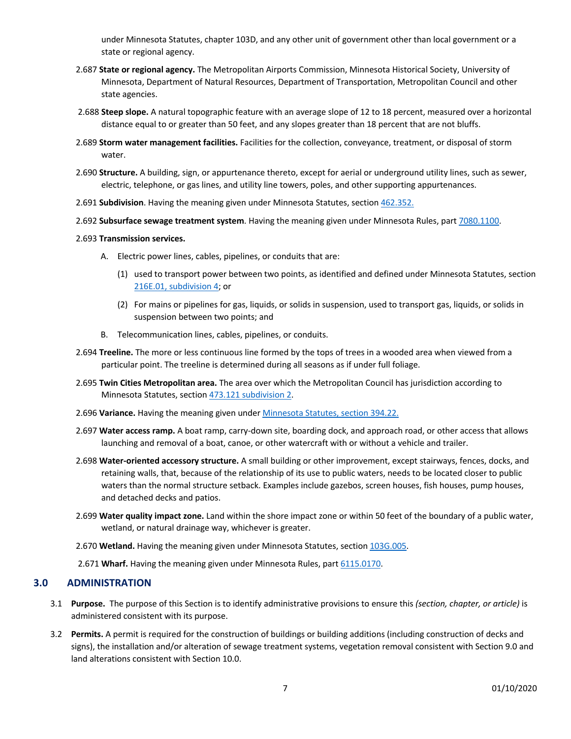under Minnesota Statutes, chapter 103D, and any other unit of government other than local government or a state or regional agency.

2.687 **State or regional agency.** The Metropolitan Airports Commission, Minnesota Historical Society, University of Minnesota, Department of Natural Resources, Department of Transportation, Metropolitan Council and other state agencies.

2.688 **Steep slope.** A natural topographic feature with an average slope of 12 to 18 percent, measured over a horizontal distance equal to or greater than 50 feet, and any slopes greater than 18 percent that are not bluffs.

2.689 **Storm water management facilities.** Facilities for the collection, conveyance, treatment, or disposal of storm water.

2.690 **Structure.** A building, sign, or appurtenance thereto, except for aerial or underground utility lines, such as sewer, electric, telephone, or gas lines, and utility line towers, poles, and other supporting appurtenances.

2.691 **Subdivision**. Having the meaning given under Minnesota Statutes, section 462.352.

2.692 **Subsurface sewage treatment system**. Having the meaning given under Minnesota Rules, part 7080.1100.

2.693 **Transmission services.**

A. Electric power lines, cables, pipelines, or conduits that are:

(1) used to transport power between two points, as identified and defined under Minnesota Statutes, section 216E.01, subdivision 4; or

(2) For mains or pipelines for gas, liquids, or solids in suspension, used to transport gas, liquids, or solids in suspension between two points; and

B. Telecommunication lines, cables, pipelines, or conduits.

2.694 **Treeline.** The more or less continuous line formed by the tops of trees in a wooded area when viewed from a particular point. The treeline is determined during all seasons as if under full foliage.

2.695 **Twin Cities Metropolitan area.** The area over which the Metropolitan Council has jurisdiction according to Minnesota Statutes, section 473.121 subdivision 2.

2.696 **Variance.** Having the meaning given under Minnesota Statutes, section 394.22.

2.697 **Water access ramp.** A boat ramp, carry-down site, boarding dock, and approach road, or other access that allows launching and removal of a boat, canoe, or other watercraft with or without a vehicle and trailer.

2.698 **Water-oriented accessory structure.** A small building or other improvement, except stairways, fences, docks, and retaining walls, that, because of the relationship of its use to public waters, needs to be located closer to public waters than the normal structure setback. Examples include gazebos, screen houses, fish houses, pump houses, and detached decks and patios.

2.699 **Water quality impact zone.** Land within the shore impact zone or within 50 feet of the boundary of a public water, wetland, or natural drainage way, whichever is greater.

2.670 **Wetland.** Having the meaning given under Minnesota Statutes, section 103G.005.

2.671 **Wharf.** Having the meaning given under Minnesota Rules, part 6115.0170.

## 3.0 ADMINISTRATION

3.1 **Purpose.** The purpose of this Section is to identify administrative provisions to ensure this *(section, chapter, or article)* is administered consistent with its purpose.

3.2 **Permits.** A permit is required for the construction of buildings or building additions (including construction of decks and signs), the installation and/or alteration of sewage treatment systems, vegetation removal consistent with Section 9.0 and land alterations consistent with Section 10.0.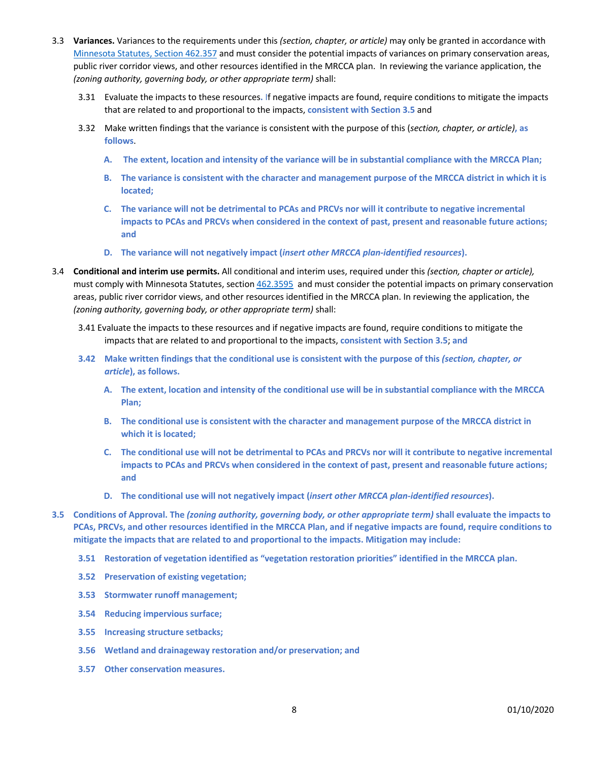3.3 **Variances.** Variances to the requirements under this *(section, chapter, or article)* may only be granted in accordance with [Minnesota Statutes, Section 462.357](#) and must consider the potential impacts of variances on primary conservation areas, public river corridor views, and other resources identified in the MRCCA plan. In reviewing the variance application, the *(zoning authority, governing body, or other appropriate term)* shall:

3.31 Evaluate the impacts to these resources. If negative impacts are found, require conditions to mitigate the impacts that are related to and proportional to the impacts, **consistent with Section 3.5** and

3.32 Make written findings that the variance is consistent with the purpose of this (*section, chapter, or article)*, **as follows**.

**A. The extent, location and intensity of the variance will be in substantial compliance with the MRCCA Plan;**

**B. The variance is consistent with the character and management purpose of the MRCCA district in which it is located;**

**C. The variance will not be detrimental to PCAs and PRCVs nor will it contribute to negative incremental impacts to PCAs and PRCVs when considered in the context of past, present and reasonable future actions; and**

**D. The variance will not negatively impact (*insert other MRCCA plan-identified resources*).**

3.4 **Conditional and interim use permits.** All conditional and interim uses, required under this *(section, chapter or article),* must comply with Minnesota Statutes, section [462.3595](#) and must consider the potential impacts on primary conservation areas, public river corridor views, and other resources identified in the MRCCA plan. In reviewing the application, the *(zoning authority, governing body, or other appropriate term)* shall:

3.41 Evaluate the impacts to these resources and if negative impacts are found, require conditions to mitigate the impacts that are related to and proportional to the impacts, **consistent with Section 3.5**; **and**

**3.42 Make written findings that the conditional use is consistent with the purpose of this *(section, chapter, or article*), as follows.**

**A. The extent, location and intensity of the conditional use will be in substantial compliance with the MRCCA Plan;**

**B. The conditional use is consistent with the character and management purpose of the MRCCA district in which it is located;**

**C. The conditional use will not be detrimental to PCAs and PRCVs nor will it contribute to negative incremental impacts to PCAs and PRCVs when considered in the context of past, present and reasonable future actions; and**

**D. The conditional use will not negatively impact (*insert other MRCCA plan-identified resources*).**

**3.5 Conditions of Approval. The *(zoning authority, governing body, or other appropriate term)* shall evaluate the impacts to PCAs, PRCVs, and other resources identified in the MRCCA Plan, and if negative impacts are found, require conditions to mitigate the impacts that are related to and proportional to the impacts. Mitigation may include:**

**3.51 Restoration of vegetation identified as "vegetation restoration priorities" identified in the MRCCA plan.**

**3.52 Preservation of existing vegetation;**

**3.53 Stormwater runoff management;**

**3.54 Reducing impervious surface;**

**3.55 Increasing structure setbacks;**

**3.56 Wetland and drainageway restoration and/or preservation; and**

**3.57 Other conservation measures.**

01/10/2020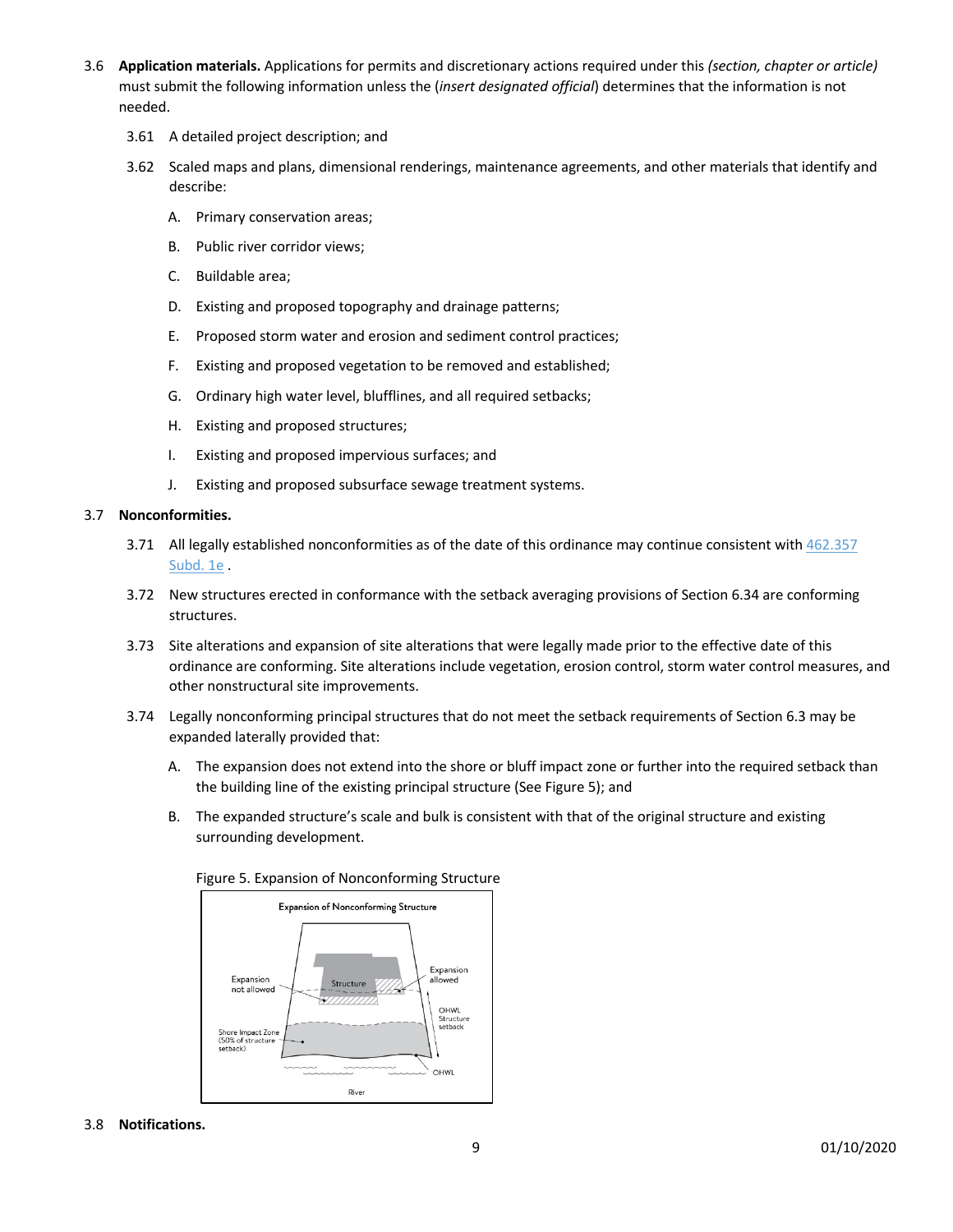3.6 **Application materials.** Applications for permits and discretionary actions required under this *(section, chapter or article)* must submit the following information unless the (*insert designated official*) determines that the information is not needed.

3.61 A detailed project description; and

3.62 Scaled maps and plans, dimensional renderings, maintenance agreements, and other materials that identify and describe:

A. Primary conservation areas;

B. Public river corridor views;

C. Buildable area;

D. Existing and proposed topography and drainage patterns;

E. Proposed storm water and erosion and sediment control practices;

F. Existing and proposed vegetation to be removed and established;

G. Ordinary high water level, blufflines, and all required setbacks;

H. Existing and proposed structures;

I. Existing and proposed impervious surfaces; and

J. Existing and proposed subsurface sewage treatment systems.

3.7 **Nonconformities.**

3.71 All legally established nonconformities as of the date of this ordinance may continue consistent with [462.357 Subd. 1e](462.357 Subd. 1e) .

3.72 New structures erected in conformance with the setback averaging provisions of Section 6.34 are conforming structures.

3.73 Site alterations and expansion of site alterations that were legally made prior to the effective date of this ordinance are conforming. Site alterations include vegetation, erosion control, storm water control measures, and other nonstructural site improvements.

3.74 Legally nonconforming principal structures that do not meet the setback requirements of Section 6.3 may be expanded laterally provided that:

A. The expansion does not extend into the shore or bluff impact zone or further into the required setback than the building line of the existing principal structure (See Figure 5); and

B. The expanded structure's scale and bulk is consistent with that of the original structure and existing surrounding development.

Figure 5. Expansion of Nonconforming Structure

3.8 **Notifications.**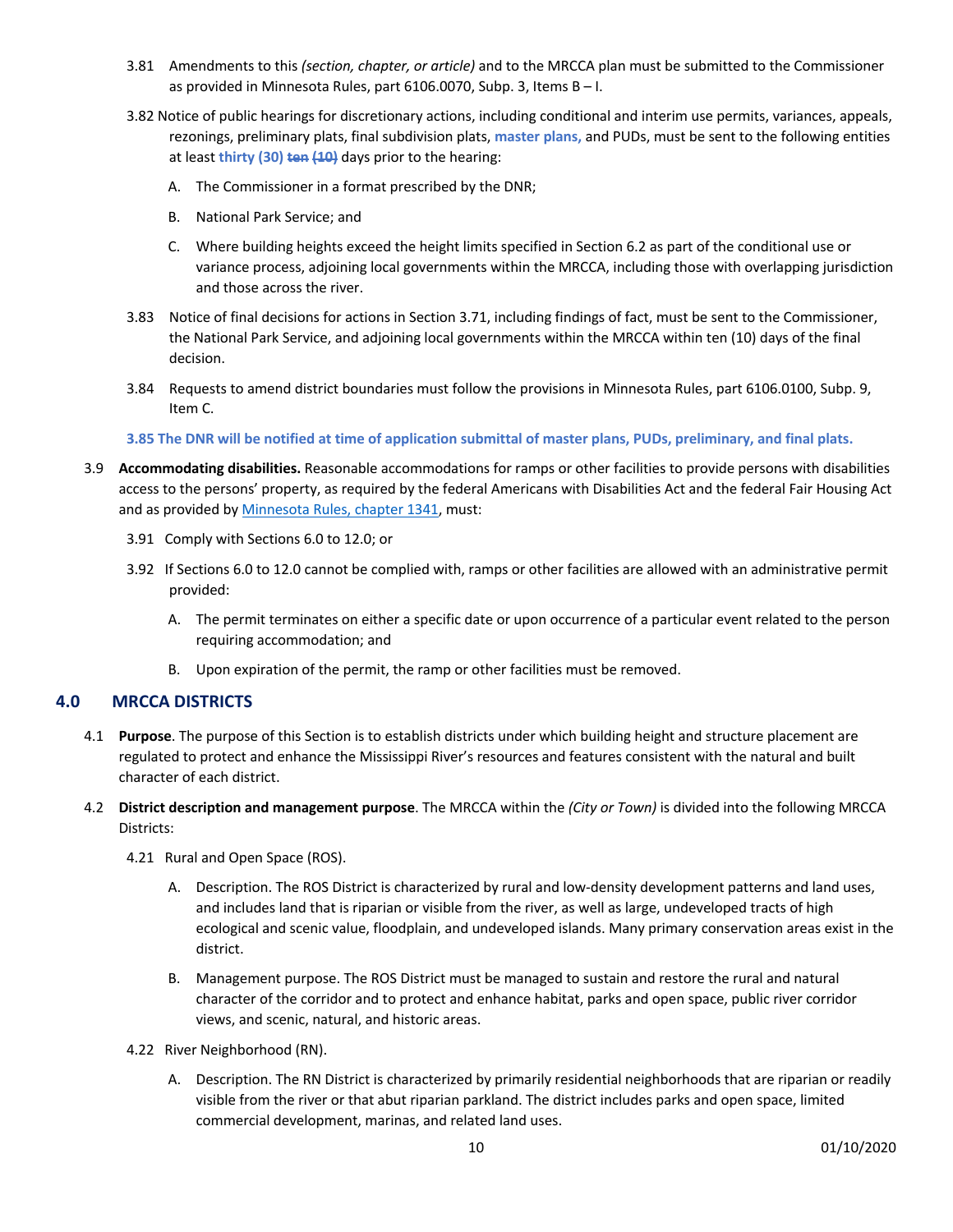3.81 Amendments to this *(section, chapter, or article)* and to the MRCCA plan must be submitted to the Commissioner as provided in Minnesota Rules, part 6106.0070, Subp. 3, Items B – I.

3.82 Notice of public hearings for discretionary actions, including conditional and interim use permits, variances, appeals, rezonings, preliminary plats, final subdivision plats, **master plans,** and PUDs, must be sent to the following entities at least **thirty (30)** ~~ten (10)~~ days prior to the hearing:

A. The Commissioner in a format prescribed by the DNR;

B. National Park Service; and

C. Where building heights exceed the height limits specified in Section 6.2 as part of the conditional use or variance process, adjoining local governments within the MRCCA, including those with overlapping jurisdiction and those across the river.

3.83 Notice of final decisions for actions in Section 3.71, including findings of fact, must be sent to the Commissioner, the National Park Service, and adjoining local governments within the MRCCA within ten (10) days of the final decision.

3.84 Requests to amend district boundaries must follow the provisions in Minnesota Rules, part 6106.0100, Subp. 9, Item C.

**3.85 The DNR will be notified at time of application submittal of master plans, PUDs, preliminary, and final plats.**

3.9 **Accommodating disabilities.** Reasonable accommodations for ramps or other facilities to provide persons with disabilities access to the persons' property, as required by the federal Americans with Disabilities Act and the federal Fair Housing Act and as provided by Minnesota Rules, chapter 1341, must:

3.91 Comply with Sections 6.0 to 12.0; or

3.92 If Sections 6.0 to 12.0 cannot be complied with, ramps or other facilities are allowed with an administrative permit provided:

A. The permit terminates on either a specific date or upon occurrence of a particular event related to the person requiring accommodation; and

B. Upon expiration of the permit, the ramp or other facilities must be removed.

## 4.0 MRCCA DISTRICTS

4.1 **Purpose**. The purpose of this Section is to establish districts under which building height and structure placement are regulated to protect and enhance the Mississippi River's resources and features consistent with the natural and built character of each district.

4.2 **District description and management purpose**. The MRCCA within the *(City or Town)* is divided into the following MRCCA Districts:

4.21 Rural and Open Space (ROS).

A. Description. The ROS District is characterized by rural and low-density development patterns and land uses, and includes land that is riparian or visible from the river, as well as large, undeveloped tracts of high ecological and scenic value, floodplain, and undeveloped islands. Many primary conservation areas exist in the district.

B. Management purpose. The ROS District must be managed to sustain and restore the rural and natural character of the corridor and to protect and enhance habitat, parks and open space, public river corridor views, and scenic, natural, and historic areas.

4.22 River Neighborhood (RN).

A. Description. The RN District is characterized by primarily residential neighborhoods that are riparian or readily visible from the river or that abut riparian parkland. The district includes parks and open space, limited commercial development, marinas, and related land uses.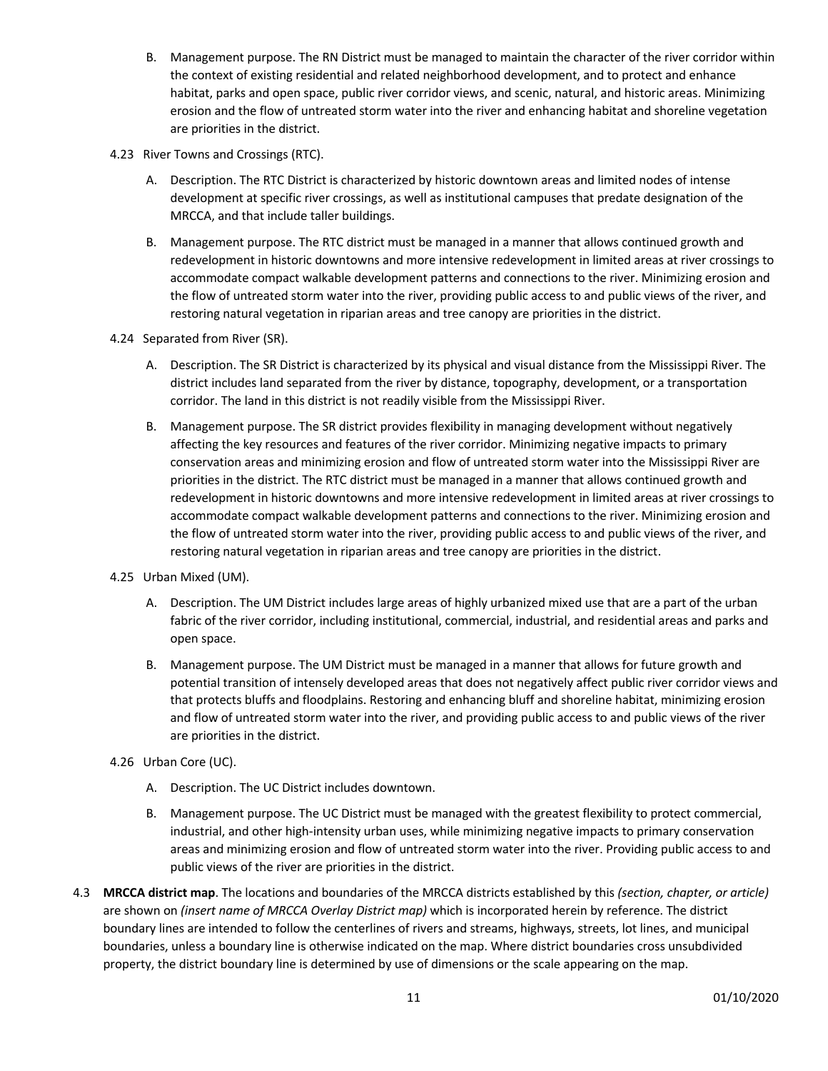B. Management purpose. The RN District must be managed to maintain the character of the river corridor within the context of existing residential and related neighborhood development, and to protect and enhance habitat, parks and open space, public river corridor views, and scenic, natural, and historic areas. Minimizing erosion and the flow of untreated storm water into the river and enhancing habitat and shoreline vegetation are priorities in the district.

4.23 River Towns and Crossings (RTC).

A. Description. The RTC District is characterized by historic downtown areas and limited nodes of intense development at specific river crossings, as well as institutional campuses that predate designation of the MRCCA, and that include taller buildings.

B. Management purpose. The RTC district must be managed in a manner that allows continued growth and redevelopment in historic downtowns and more intensive redevelopment in limited areas at river crossings to accommodate compact walkable development patterns and connections to the river. Minimizing erosion and the flow of untreated storm water into the river, providing public access to and public views of the river, and restoring natural vegetation in riparian areas and tree canopy are priorities in the district.

4.24 Separated from River (SR).

A. Description. The SR District is characterized by its physical and visual distance from the Mississippi River. The district includes land separated from the river by distance, topography, development, or a transportation corridor. The land in this district is not readily visible from the Mississippi River.

B. Management purpose. The SR district provides flexibility in managing development without negatively affecting the key resources and features of the river corridor. Minimizing negative impacts to primary conservation areas and minimizing erosion and flow of untreated storm water into the Mississippi River are priorities in the district. The RTC district must be managed in a manner that allows continued growth and redevelopment in historic downtowns and more intensive redevelopment in limited areas at river crossings to accommodate compact walkable development patterns and connections to the river. Minimizing erosion and the flow of untreated storm water into the river, providing public access to and public views of the river, and restoring natural vegetation in riparian areas and tree canopy are priorities in the district.

4.25 Urban Mixed (UM).

A. Description. The UM District includes large areas of highly urbanized mixed use that are a part of the urban fabric of the river corridor, including institutional, commercial, industrial, and residential areas and parks and open space.

B. Management purpose. The UM District must be managed in a manner that allows for future growth and potential transition of intensely developed areas that does not negatively affect public river corridor views and that protects bluffs and floodplains. Restoring and enhancing bluff and shoreline habitat, minimizing erosion and flow of untreated storm water into the river, and providing public access to and public views of the river are priorities in the district.

4.26 Urban Core (UC).

A. Description. The UC District includes downtown.

B. Management purpose. The UC District must be managed with the greatest flexibility to protect commercial, industrial, and other high-intensity urban uses, while minimizing negative impacts to primary conservation areas and minimizing erosion and flow of untreated storm water into the river. Providing public access to and public views of the river are priorities in the district.

4.3 **MRCCA district map**. The locations and boundaries of the MRCCA districts established by this *(section, chapter, or article)* are shown on *(insert name of MRCCA Overlay District map)* which is incorporated herein by reference. The district boundary lines are intended to follow the centerlines of rivers and streams, highways, streets, lot lines, and municipal boundaries, unless a boundary line is otherwise indicated on the map. Where district boundaries cross unsubdivided property, the district boundary line is determined by use of dimensions or the scale appearing on the map.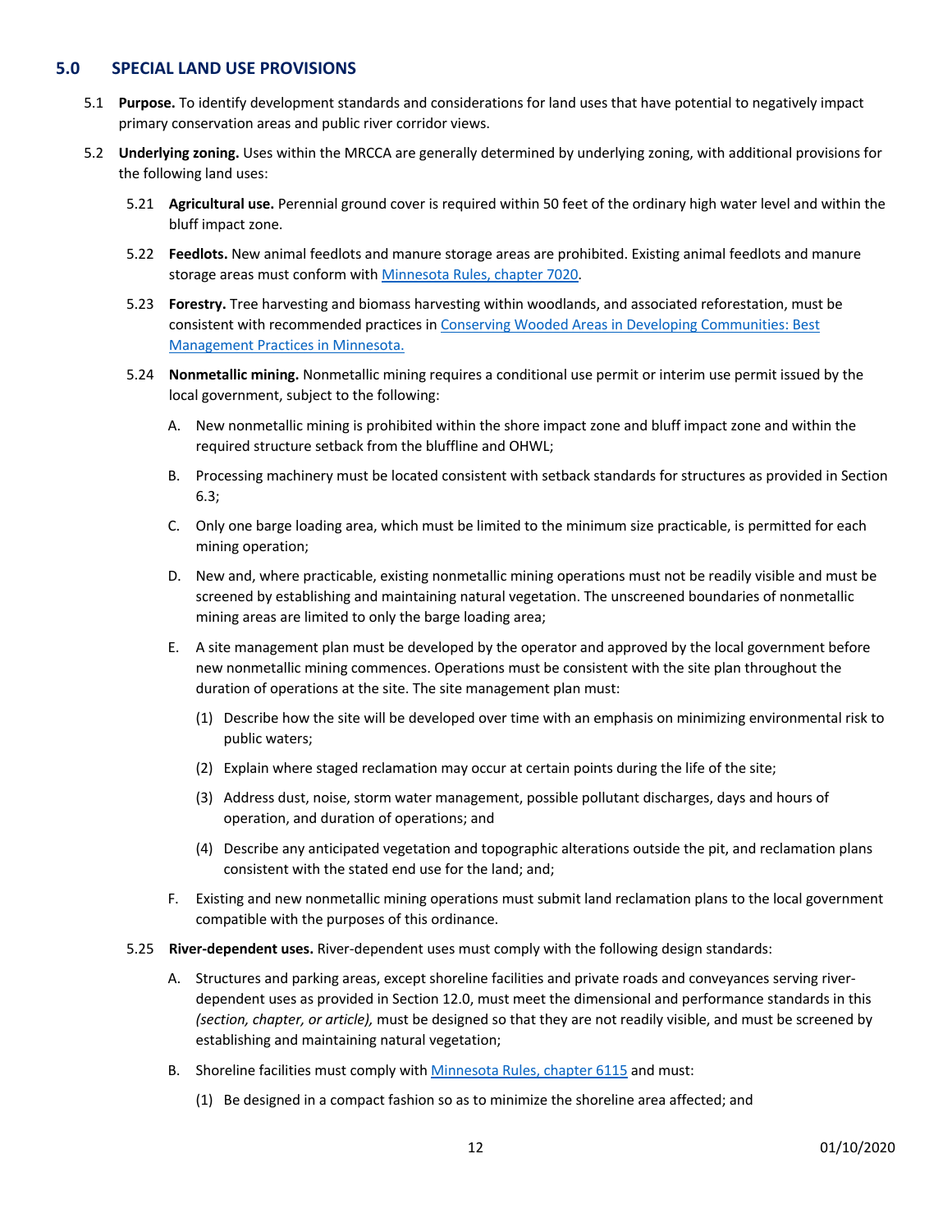## 5.0 SPECIAL LAND USE PROVISIONS

5.1 **Purpose.** To identify development standards and considerations for land uses that have potential to negatively impact primary conservation areas and public river corridor views.

5.2 **Underlying zoning.** Uses within the MRCCA are generally determined by underlying zoning, with additional provisions for the following land uses:

5.21 **Agricultural use.** Perennial ground cover is required within 50 feet of the ordinary high water level and within the bluff impact zone.

5.22 **Feedlots.** New animal feedlots and manure storage areas are prohibited. Existing animal feedlots and manure storage areas must conform with [Minnesota Rules, chapter 7020](#).

5.23 **Forestry.** Tree harvesting and biomass harvesting within woodlands, and associated reforestation, must be consistent with recommended practices in [Conserving Wooded Areas in Developing Communities: Best Management Practices in Minnesota.](#)

5.24 **Nonmetallic mining.** Nonmetallic mining requires a conditional use permit or interim use permit issued by the local government, subject to the following:

A. New nonmetallic mining is prohibited within the shore impact zone and bluff impact zone and within the required structure setback from the bluffline and OHWL;

B. Processing machinery must be located consistent with setback standards for structures as provided in Section 6.3;

C. Only one barge loading area, which must be limited to the minimum size practicable, is permitted for each mining operation;

D. New and, where practicable, existing nonmetallic mining operations must not be readily visible and must be screened by establishing and maintaining natural vegetation. The unscreened boundaries of nonmetallic mining areas are limited to only the barge loading area;

E. A site management plan must be developed by the operator and approved by the local government before new nonmetallic mining commences. Operations must be consistent with the site plan throughout the duration of operations at the site. The site management plan must:

(1) Describe how the site will be developed over time with an emphasis on minimizing environmental risk to public waters;

(2) Explain where staged reclamation may occur at certain points during the life of the site;

(3) Address dust, noise, storm water management, possible pollutant discharges, days and hours of operation, and duration of operations; and

(4) Describe any anticipated vegetation and topographic alterations outside the pit, and reclamation plans consistent with the stated end use for the land; and;

F. Existing and new nonmetallic mining operations must submit land reclamation plans to the local government compatible with the purposes of this ordinance.

5.25 **River-dependent uses.** River-dependent uses must comply with the following design standards:

A. Structures and parking areas, except shoreline facilities and private roads and conveyances serving river-dependent uses as provided in Section 12.0, must meet the dimensional and performance standards in this *(section, chapter, or article),* must be designed so that they are not readily visible, and must be screened by establishing and maintaining natural vegetation;

B. Shoreline facilities must comply with [Minnesota Rules, chapter 6115](#) and must:

(1) Be designed in a compact fashion so as to minimize the shoreline area affected; and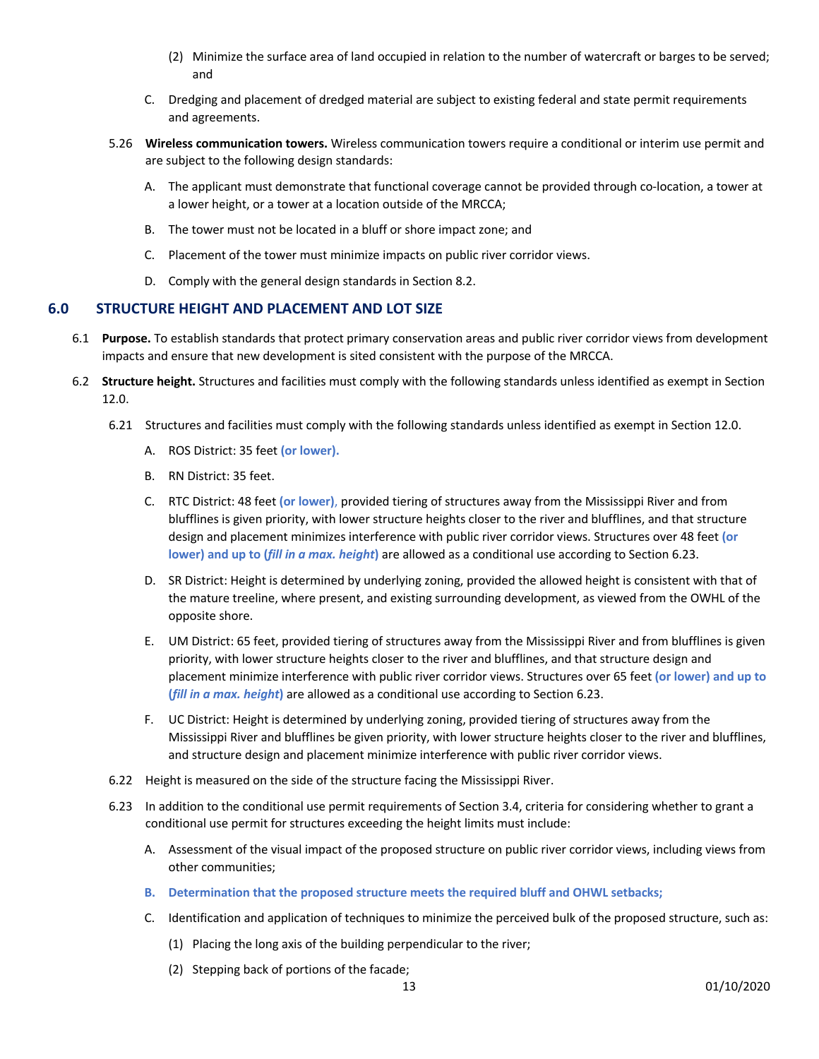(2) Minimize the surface area of land occupied in relation to the number of watercraft or barges to be served; and

C. Dredging and placement of dredged material are subject to existing federal and state permit requirements and agreements.

5.26 **Wireless communication towers.** Wireless communication towers require a conditional or interim use permit and are subject to the following design standards:

A. The applicant must demonstrate that functional coverage cannot be provided through co-location, a tower at a lower height, or a tower at a location outside of the MRCCA;

B. The tower must not be located in a bluff or shore impact zone; and

C. Placement of the tower must minimize impacts on public river corridor views.

D. Comply with the general design standards in Section 8.2.

## 6.0 STRUCTURE HEIGHT AND PLACEMENT AND LOT SIZE

6.1 **Purpose.** To establish standards that protect primary conservation areas and public river corridor views from development impacts and ensure that new development is sited consistent with the purpose of the MRCCA.

6.2 **Structure height.** Structures and facilities must comply with the following standards unless identified as exempt in Section 12.0.

6.21 Structures and facilities must comply with the following standards unless identified as exempt in Section 12.0.

A. ROS District: 35 feet **(or lower).**

B. RN District: 35 feet.

C. RTC District: 48 feet **(or lower),** provided tiering of structures away from the Mississippi River and from blufflines is given priority, with lower structure heights closer to the river and blufflines, and that structure design and placement minimizes interference with public river corridor views. Structures over 48 feet **(or lower) and up to (*fill in a max. height*)** are allowed as a conditional use according to Section 6.23.

D. SR District: Height is determined by underlying zoning, provided the allowed height is consistent with that of the mature treeline, where present, and existing surrounding development, as viewed from the OWHL of the opposite shore.

E. UM District: 65 feet, provided tiering of structures away from the Mississippi River and from blufflines is given priority, with lower structure heights closer to the river and blufflines, and that structure design and placement minimize interference with public river corridor views. Structures over 65 feet **(or lower) and up to (*fill in a max. height*)** are allowed as a conditional use according to Section 6.23.

F. UC District: Height is determined by underlying zoning, provided tiering of structures away from the Mississippi River and blufflines be given priority, with lower structure heights closer to the river and blufflines, and structure design and placement minimize interference with public river corridor views.

6.22 Height is measured on the side of the structure facing the Mississippi River.

6.23 In addition to the conditional use permit requirements of Section 3.4, criteria for considering whether to grant a conditional use permit for structures exceeding the height limits must include:

A. Assessment of the visual impact of the proposed structure on public river corridor views, including views from other communities;

**B. Determination that the proposed structure meets the required bluff and OHWL setbacks;**

C. Identification and application of techniques to minimize the perceived bulk of the proposed structure, such as:

(1) Placing the long axis of the building perpendicular to the river;

(2) Stepping back of portions of the facade;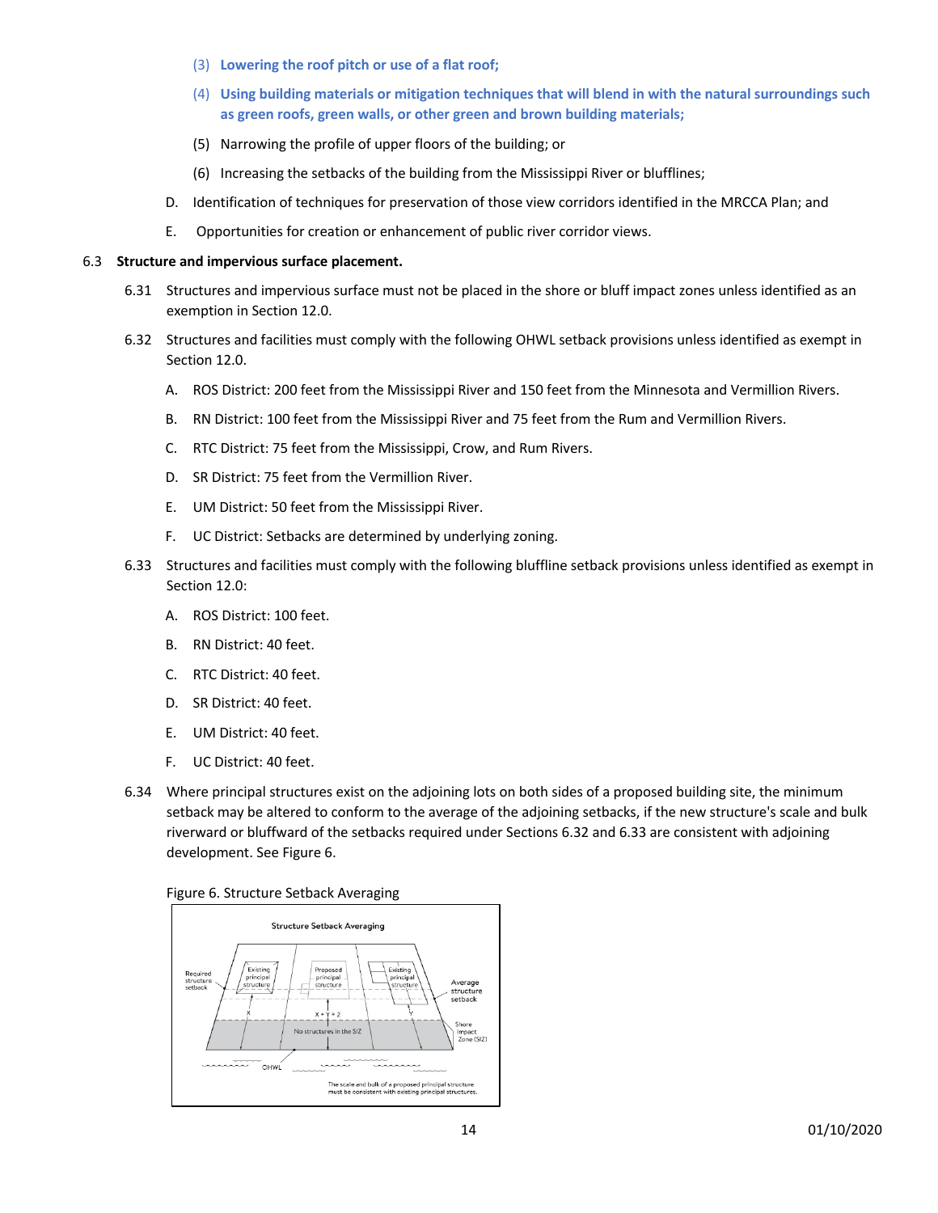(3) **Lowering the roof pitch or use of a flat roof;**

(4) **Using building materials or mitigation techniques that will blend in with the natural surroundings such as green roofs, green walls, or other green and brown building materials;**

(5) Narrowing the profile of upper floors of the building; or

(6) Increasing the setbacks of the building from the Mississippi River or blufflines;

D. Identification of techniques for preservation of those view corridors identified in the MRCCA Plan; and

E. Opportunities for creation or enhancement of public river corridor views.

**6.3 Structure and impervious surface placement.**

6.31 Structures and impervious surface must not be placed in the shore or bluff impact zones unless identified as an exemption in Section 12.0.

6.32 Structures and facilities must comply with the following OHWL setback provisions unless identified as exempt in Section 12.0.

A. ROS District: 200 feet from the Mississippi River and 150 feet from the Minnesota and Vermillion Rivers.

B. RN District: 100 feet from the Mississippi River and 75 feet from the Rum and Vermillion Rivers.

C. RTC District: 75 feet from the Mississippi, Crow, and Rum Rivers.

D. SR District: 75 feet from the Vermillion River.

E. UM District: 50 feet from the Mississippi River.

F. UC District: Setbacks are determined by underlying zoning.

6.33 Structures and facilities must comply with the following bluffline setback provisions unless identified as exempt in Section 12.0:

A. ROS District: 100 feet.

B. RN District: 40 feet.

C. RTC District: 40 feet.

D. SR District: 40 feet.

E. UM District: 40 feet.

F. UC District: 40 feet.

6.34 Where principal structures exist on the adjoining lots on both sides of a proposed building site, the minimum setback may be altered to conform to the average of the adjoining setbacks, if the new structure's scale and bulk riverward or bluffward of the setbacks required under Sections 6.32 and 6.33 are consistent with adjoining development. See Figure 6.

Figure 6. Structure Setback Averaging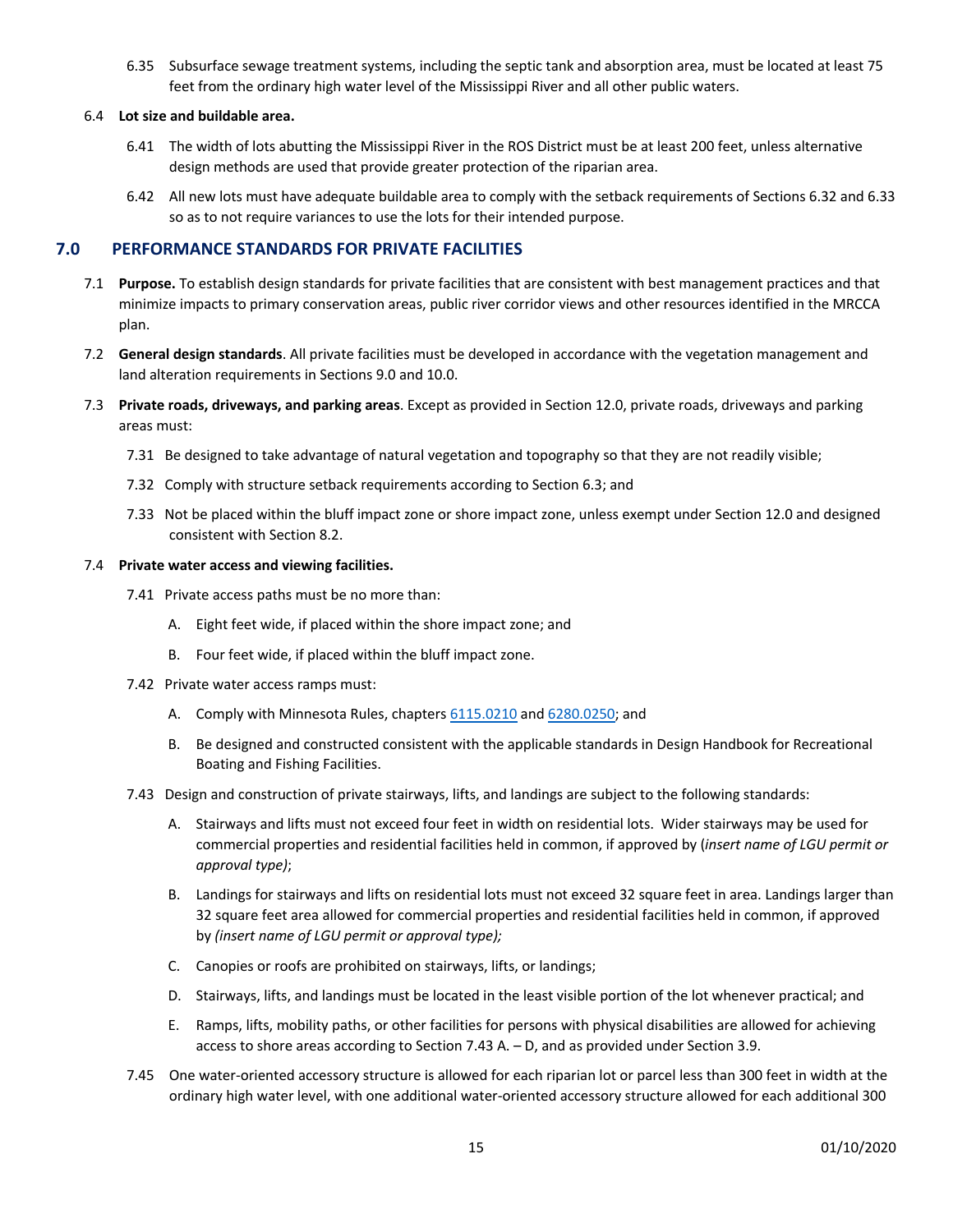6.35 Subsurface sewage treatment systems, including the septic tank and absorption area, must be located at least 75 feet from the ordinary high water level of the Mississippi River and all other public waters.

6.4 **Lot size and buildable area.**

6.41 The width of lots abutting the Mississippi River in the ROS District must be at least 200 feet, unless alternative design methods are used that provide greater protection of the riparian area.

6.42 All new lots must have adequate buildable area to comply with the setback requirements of Sections 6.32 and 6.33 so as to not require variances to use the lots for their intended purpose.

## 7.0 PERFORMANCE STANDARDS FOR PRIVATE FACILITIES

7.1 **Purpose.** To establish design standards for private facilities that are consistent with best management practices and that minimize impacts to primary conservation areas, public river corridor views and other resources identified in the MRCCA plan.

7.2 **General design standards**. All private facilities must be developed in accordance with the vegetation management and land alteration requirements in Sections 9.0 and 10.0.

7.3 **Private roads, driveways, and parking areas**. Except as provided in Section 12.0, private roads, driveways and parking areas must:

7.31 Be designed to take advantage of natural vegetation and topography so that they are not readily visible;

7.32 Comply with structure setback requirements according to Section 6.3; and

7.33 Not be placed within the bluff impact zone or shore impact zone, unless exempt under Section 12.0 and designed consistent with Section 8.2.

7.4 **Private water access and viewing facilities.**

7.41 Private access paths must be no more than:

A. Eight feet wide, if placed within the shore impact zone; and

B. Four feet wide, if placed within the bluff impact zone.

7.42 Private water access ramps must:

A. Comply with Minnesota Rules, chapters 6115.0210 and 6280.0250; and

B. Be designed and constructed consistent with the applicable standards in Design Handbook for Recreational Boating and Fishing Facilities.

7.43 Design and construction of private stairways, lifts, and landings are subject to the following standards:

A. Stairways and lifts must not exceed four feet in width on residential lots. Wider stairways may be used for commercial properties and residential facilities held in common, if approved by (*insert name of LGU permit or approval type)*;

B. Landings for stairways and lifts on residential lots must not exceed 32 square feet in area. Landings larger than 32 square feet area allowed for commercial properties and residential facilities held in common, if approved by *(insert name of LGU permit or approval type);*

C. Canopies or roofs are prohibited on stairways, lifts, or landings;

D. Stairways, lifts, and landings must be located in the least visible portion of the lot whenever practical; and

E. Ramps, lifts, mobility paths, or other facilities for persons with physical disabilities are allowed for achieving access to shore areas according to Section 7.43 A. – D, and as provided under Section 3.9.

7.45 One water-oriented accessory structure is allowed for each riparian lot or parcel less than 300 feet in width at the ordinary high water level, with one additional water-oriented accessory structure allowed for each additional 300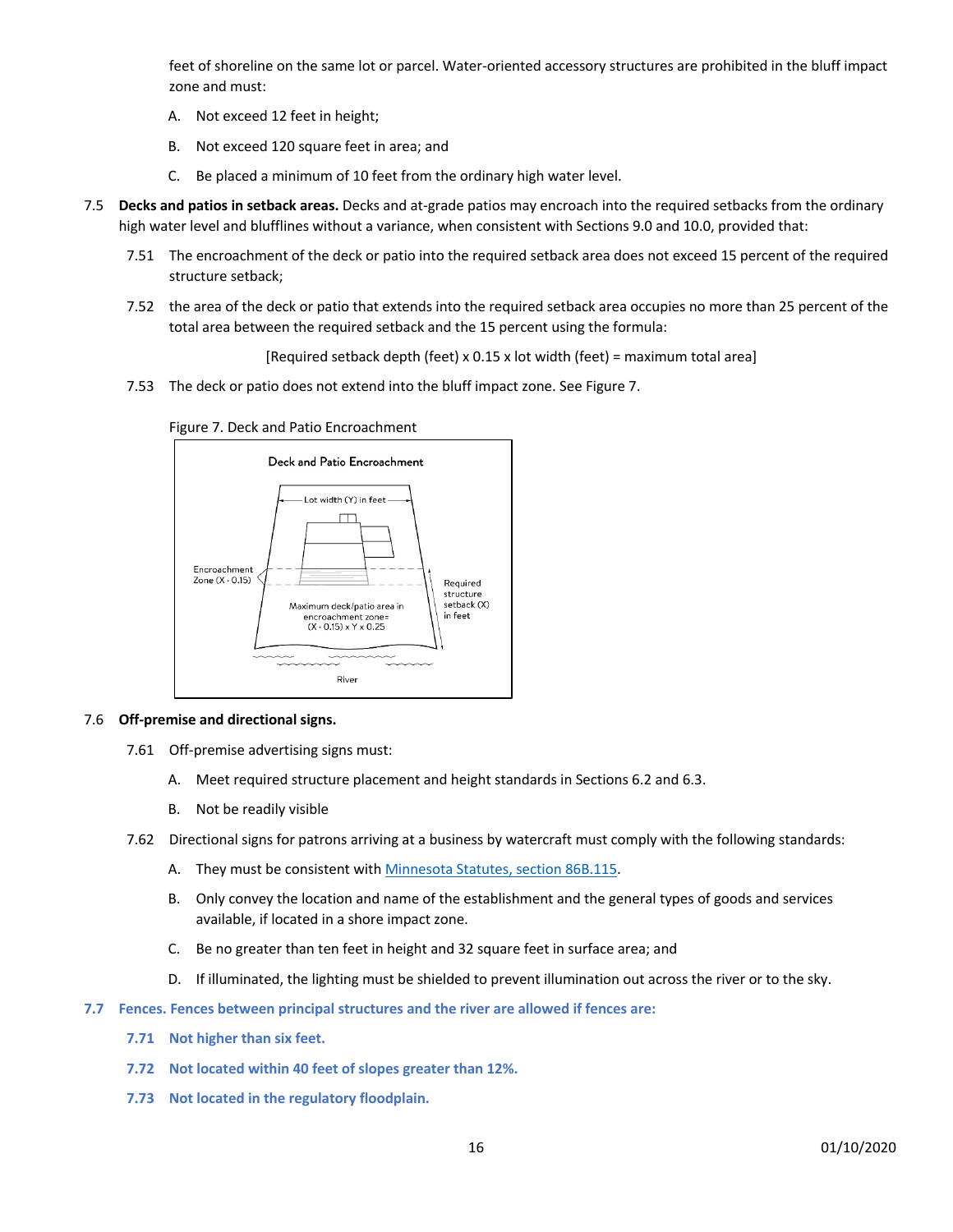feet of shoreline on the same lot or parcel. Water-oriented accessory structures are prohibited in the bluff impact zone and must:

A. Not exceed 12 feet in height;

B. Not exceed 120 square feet in area; and

C. Be placed a minimum of 10 feet from the ordinary high water level.

7.5 **Decks and patios in setback areas.** Decks and at-grade patios may encroach into the required setbacks from the ordinary high water level and blufflines without a variance, when consistent with Sections 9.0 and 10.0, provided that:

7.51 The encroachment of the deck or patio into the required setback area does not exceed 15 percent of the required structure setback;

7.52 the area of the deck or patio that extends into the required setback area occupies no more than 25 percent of the total area between the required setback and the 15 percent using the formula:

[Required setback depth (feet) x 0.15 x lot width (feet) = maximum total area]

7.53 The deck or patio does not extend into the bluff impact zone. See Figure 7.

Figure 7. Deck and Patio Encroachment

7.6 **Off-premise and directional signs.**

7.61 Off-premise advertising signs must:

A. Meet required structure placement and height standards in Sections 6.2 and 6.3.

B. Not be readily visible

7.62 Directional signs for patrons arriving at a business by watercraft must comply with the following standards:

A. They must be consistent with Minnesota Statutes, section 86B.115.

B. Only convey the location and name of the establishment and the general types of goods and services available, if located in a shore impact zone.

C. Be no greater than ten feet in height and 32 square feet in surface area; and

D. If illuminated, the lighting must be shielded to prevent illumination out across the river or to the sky.

**7.7 Fences. Fences between principal structures and the river are allowed if fences are:**

**7.71 Not higher than six feet.**

**7.72 Not located within 40 feet of slopes greater than 12%.**

**7.73 Not located in the regulatory floodplain.**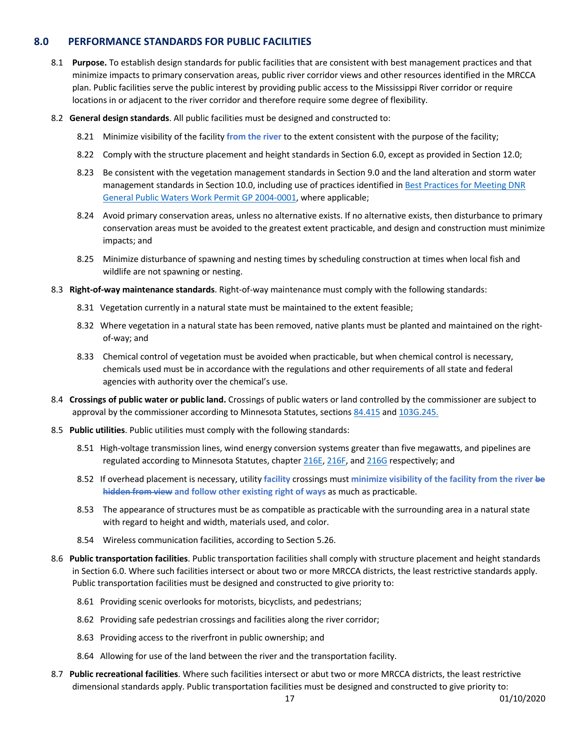## 8.0 PERFORMANCE STANDARDS FOR PUBLIC FACILITIES

8.1 **Purpose.** To establish design standards for public facilities that are consistent with best management practices and that minimize impacts to primary conservation areas, public river corridor views and other resources identified in the MRCCA plan. Public facilities serve the public interest by providing public access to the Mississippi River corridor or require locations in or adjacent to the river corridor and therefore require some degree of flexibility.

8.2 **General design standards**. All public facilities must be designed and constructed to:

8.21 Minimize visibility of the facility **from the river** to the extent consistent with the purpose of the facility;

8.22 Comply with the structure placement and height standards in Section 6.0, except as provided in Section 12.0;

8.23 Be consistent with the vegetation management standards in Section 9.0 and the land alteration and storm water management standards in Section 10.0, including use of practices identified in Best Practices for Meeting DNR General Public Waters Work Permit GP 2004-0001, where applicable;

8.24 Avoid primary conservation areas, unless no alternative exists. If no alternative exists, then disturbance to primary conservation areas must be avoided to the greatest extent practicable, and design and construction must minimize impacts; and

8.25 Minimize disturbance of spawning and nesting times by scheduling construction at times when local fish and wildlife are not spawning or nesting.

8.3 **Right-of-way maintenance standards**. Right-of-way maintenance must comply with the following standards:

8.31 Vegetation currently in a natural state must be maintained to the extent feasible;

8.32 Where vegetation in a natural state has been removed, native plants must be planted and maintained on the right-of-way; and

8.33 Chemical control of vegetation must be avoided when practicable, but when chemical control is necessary, chemicals used must be in accordance with the regulations and other requirements of all state and federal agencies with authority over the chemical's use.

8.4 **Crossings of public water or public land.** Crossings of public waters or land controlled by the commissioner are subject to approval by the commissioner according to Minnesota Statutes, sections 84.415 and 103G.245.

8.5 **Public utilities**. Public utilities must comply with the following standards:

8.51 High-voltage transmission lines, wind energy conversion systems greater than five megawatts, and pipelines are regulated according to Minnesota Statutes, chapter 216E, 216F, and 216G respectively; and

8.52 If overhead placement is necessary, utility **facility** crossings must **minimize visibility of the facility from the river** ~~be hidden from view~~ **and follow other existing right of ways** as much as practicable.

8.53 The appearance of structures must be as compatible as practicable with the surrounding area in a natural state with regard to height and width, materials used, and color.

8.54 Wireless communication facilities, according to Section 5.26.

8.6 **Public transportation facilities**. Public transportation facilities shall comply with structure placement and height standards in Section 6.0. Where such facilities intersect or about two or more MRCCA districts, the least restrictive standards apply. Public transportation facilities must be designed and constructed to give priority to:

8.61 Providing scenic overlooks for motorists, bicyclists, and pedestrians;

8.62 Providing safe pedestrian crossings and facilities along the river corridor;

8.63 Providing access to the riverfront in public ownership; and

8.64 Allowing for use of the land between the river and the transportation facility.

8.7 **Public recreational facilities**. Where such facilities intersect or abut two or more MRCCA districts, the least restrictive dimensional standards apply. Public transportation facilities must be designed and constructed to give priority to: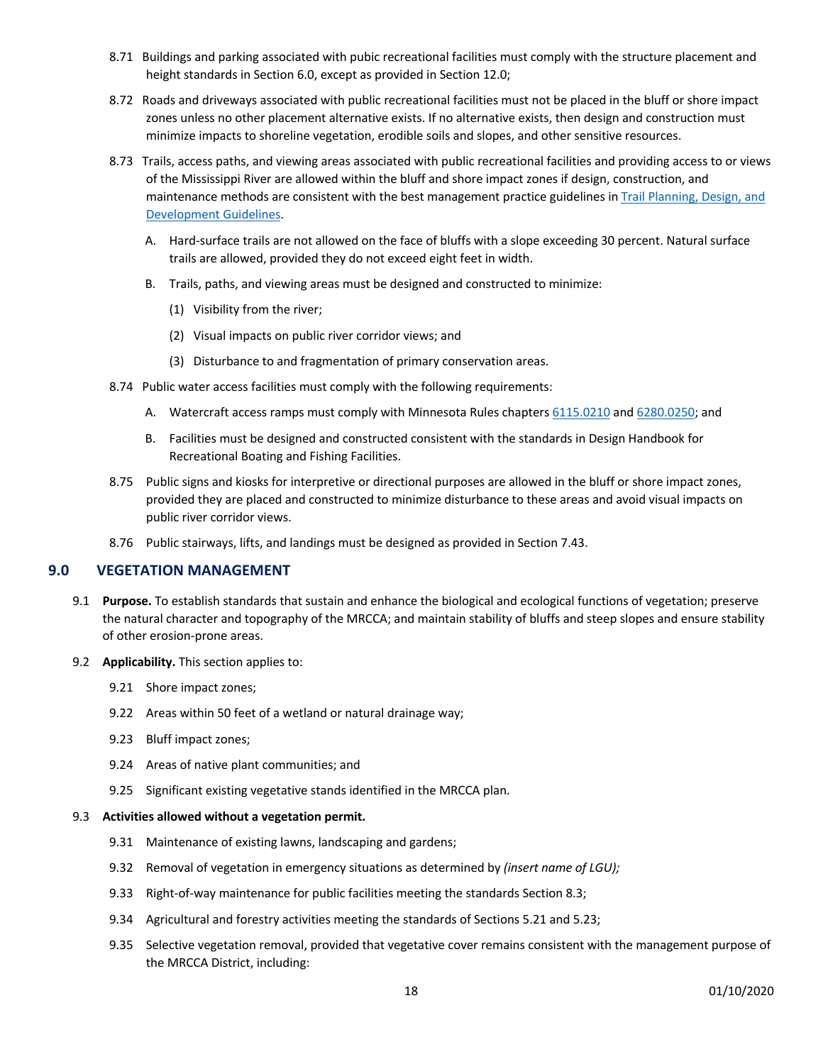8.71 Buildings and parking associated with pubic recreational facilities must comply with the structure placement and height standards in Section 6.0, except as provided in Section 12.0;

8.72 Roads and driveways associated with public recreational facilities must not be placed in the bluff or shore impact zones unless no other placement alternative exists. If no alternative exists, then design and construction must minimize impacts to shoreline vegetation, erodible soils and slopes, and other sensitive resources.

8.73 Trails, access paths, and viewing areas associated with public recreational facilities and providing access to or views of the Mississippi River are allowed within the bluff and shore impact zones if design, construction, and maintenance methods are consistent with the best management practice guidelines in [Trail Planning, Design, and Development Guidelines](#).

- A. Hard-surface trails are not allowed on the face of bluffs with a slope exceeding 30 percent. Natural surface trails are allowed, provided they do not exceed eight feet in width.
- B. Trails, paths, and viewing areas must be designed and constructed to minimize:
  - (1) Visibility from the river;
  - (2) Visual impacts on public river corridor views; and
  - (3) Disturbance to and fragmentation of primary conservation areas.

8.74 Public water access facilities must comply with the following requirements:

- A. Watercraft access ramps must comply with Minnesota Rules chapters [6115.0210](#) and [6280.0250](#); and
- B. Facilities must be designed and constructed consistent with the standards in Design Handbook for Recreational Boating and Fishing Facilities.

8.75 Public signs and kiosks for interpretive or directional purposes are allowed in the bluff or shore impact zones, provided they are placed and constructed to minimize disturbance to these areas and avoid visual impacts on public river corridor views.

8.76 Public stairways, lifts, and landings must be designed as provided in Section 7.43.

## 9.0 VEGETATION MANAGEMENT

9.1 **Purpose.** To establish standards that sustain and enhance the biological and ecological functions of vegetation; preserve the natural character and topography of the MRCCA; and maintain stability of bluffs and steep slopes and ensure stability of other erosion-prone areas.

9.2 **Applicability.** This section applies to:

- 9.21 Shore impact zones;
- 9.22 Areas within 50 feet of a wetland or natural drainage way;
- 9.23 Bluff impact zones;
- 9.24 Areas of native plant communities; and
- 9.25 Significant existing vegetative stands identified in the MRCCA plan.

9.3 **Activities allowed without a vegetation permit.**

- 9.31 Maintenance of existing lawns, landscaping and gardens;
- 9.32 Removal of vegetation in emergency situations as determined by *(insert name of LGU);*
- 9.33 Right-of-way maintenance for public facilities meeting the standards Section 8.3;
- 9.34 Agricultural and forestry activities meeting the standards of Sections 5.21 and 5.23;
- 9.35 Selective vegetation removal, provided that vegetative cover remains consistent with the management purpose of the MRCCA District, including: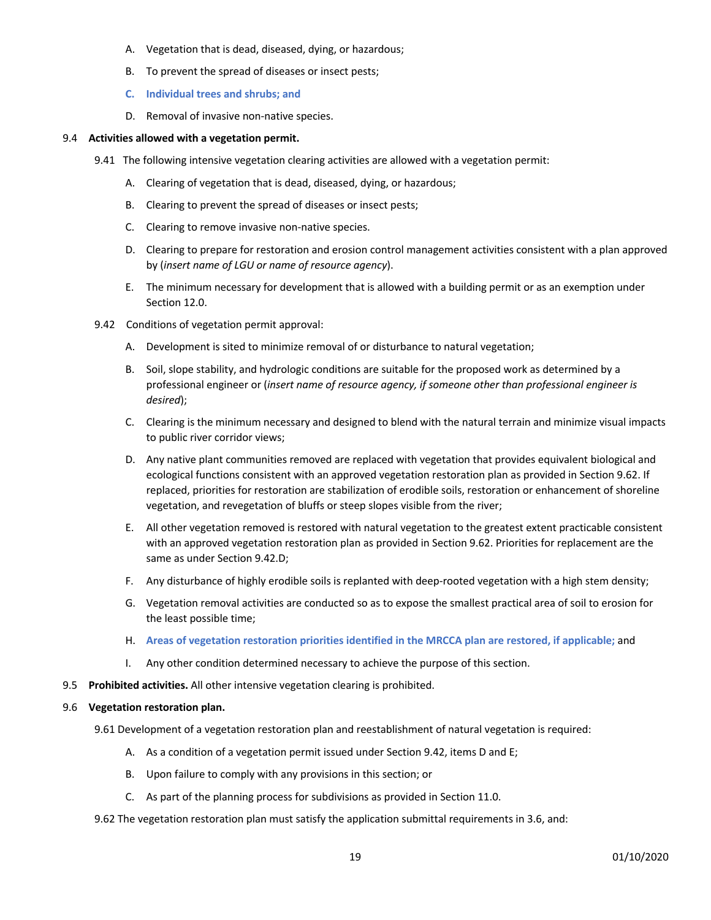A. Vegetation that is dead, diseased, dying, or hazardous;

B. To prevent the spread of diseases or insect pests;

C. **Individual trees and shrubs; and**

D. Removal of invasive non-native species.

9.4 **Activities allowed with a vegetation permit.**

9.41 The following intensive vegetation clearing activities are allowed with a vegetation permit:

A. Clearing of vegetation that is dead, diseased, dying, or hazardous;

B. Clearing to prevent the spread of diseases or insect pests;

C. Clearing to remove invasive non-native species.

D. Clearing to prepare for restoration and erosion control management activities consistent with a plan approved by (*insert name of LGU or name of resource agency*).

E. The minimum necessary for development that is allowed with a building permit or as an exemption under Section 12.0.

9.42 Conditions of vegetation permit approval:

A. Development is sited to minimize removal of or disturbance to natural vegetation;

B. Soil, slope stability, and hydrologic conditions are suitable for the proposed work as determined by a professional engineer or (*insert name of resource agency, if someone other than professional engineer is desired*);

C. Clearing is the minimum necessary and designed to blend with the natural terrain and minimize visual impacts to public river corridor views;

D. Any native plant communities removed are replaced with vegetation that provides equivalent biological and ecological functions consistent with an approved vegetation restoration plan as provided in Section 9.62. If replaced, priorities for restoration are stabilization of erodible soils, restoration or enhancement of shoreline vegetation, and revegetation of bluffs or steep slopes visible from the river;

E. All other vegetation removed is restored with natural vegetation to the greatest extent practicable consistent with an approved vegetation restoration plan as provided in Section 9.62. Priorities for replacement are the same as under Section 9.42.D;

F. Any disturbance of highly erodible soils is replanted with deep-rooted vegetation with a high stem density;

G. Vegetation removal activities are conducted so as to expose the smallest practical area of soil to erosion for the least possible time;

H. **Areas of vegetation restoration priorities identified in the MRCCA plan are restored, if applicable;** and

I. Any other condition determined necessary to achieve the purpose of this section.

9.5 **Prohibited activities.** All other intensive vegetation clearing is prohibited.

9.6 **Vegetation restoration plan.**

9.61 Development of a vegetation restoration plan and reestablishment of natural vegetation is required:

A. As a condition of a vegetation permit issued under Section 9.42, items D and E;

B. Upon failure to comply with any provisions in this section; or

C. As part of the planning process for subdivisions as provided in Section 11.0.

9.62 The vegetation restoration plan must satisfy the application submittal requirements in 3.6, and: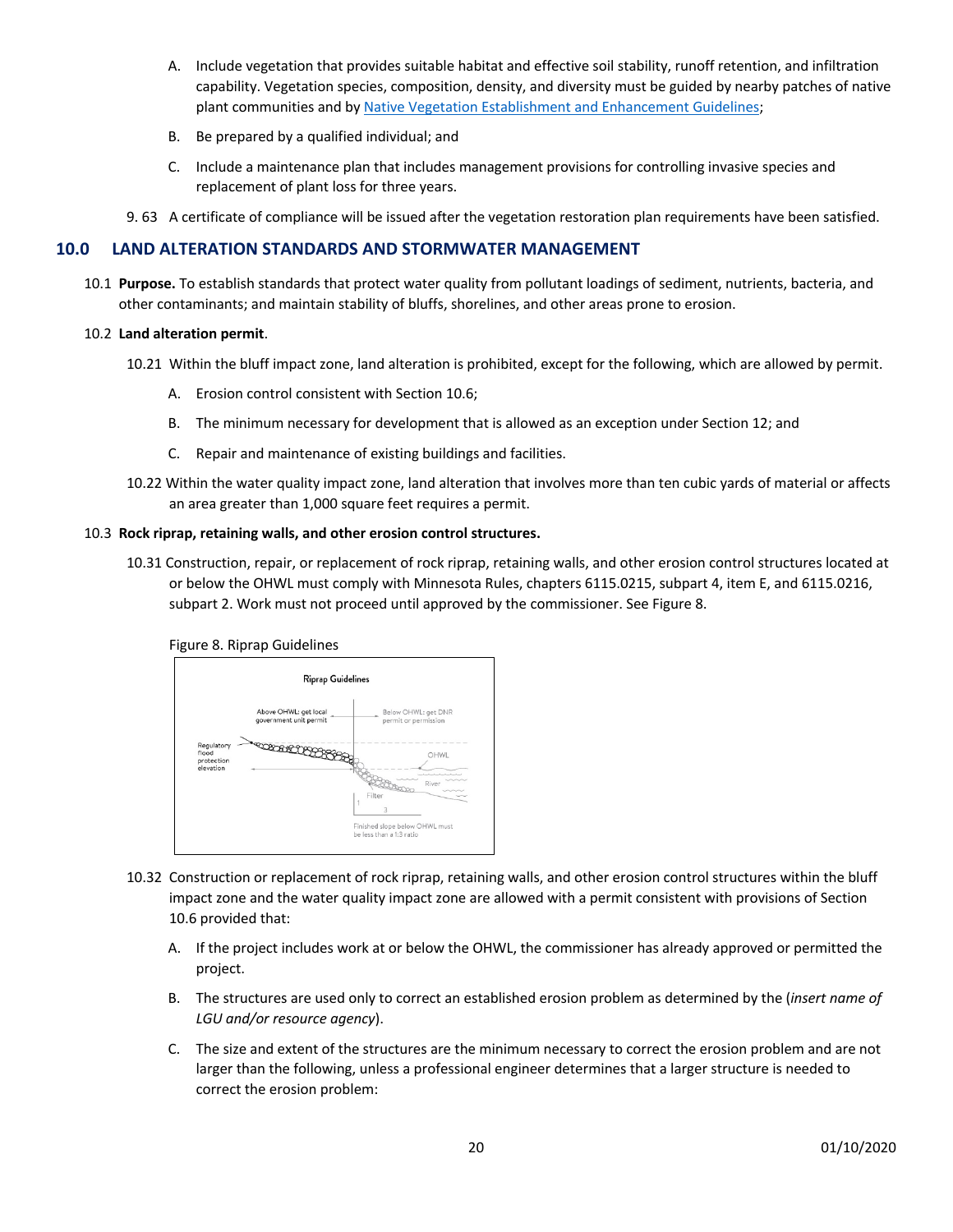A. Include vegetation that provides suitable habitat and effective soil stability, runoff retention, and infiltration capability. Vegetation species, composition, density, and diversity must be guided by nearby patches of native plant communities and by [Native Vegetation Establishment and Enhancement Guidelines](#);

B. Be prepared by a qualified individual; and

C. Include a maintenance plan that includes management provisions for controlling invasive species and replacement of plant loss for three years.

9. 63 A certificate of compliance will be issued after the vegetation restoration plan requirements have been satisfied.

## 10.0 LAND ALTERATION STANDARDS AND STORMWATER MANAGEMENT

10.1 **Purpose.** To establish standards that protect water quality from pollutant loadings of sediment, nutrients, bacteria, and other contaminants; and maintain stability of bluffs, shorelines, and other areas prone to erosion.

10.2 **Land alteration permit**.

10.21 Within the bluff impact zone, land alteration is prohibited, except for the following, which are allowed by permit.

A. Erosion control consistent with Section 10.6;

B. The minimum necessary for development that is allowed as an exception under Section 12; and

C. Repair and maintenance of existing buildings and facilities.

10.22 Within the water quality impact zone, land alteration that involves more than ten cubic yards of material or affects an area greater than 1,000 square feet requires a permit.

10.3 **Rock riprap, retaining walls, and other erosion control structures.**

10.31 Construction, repair, or replacement of rock riprap, retaining walls, and other erosion control structures located at or below the OHWL must comply with Minnesota Rules, chapters 6115.0215, subpart 4, item E, and 6115.0216, subpart 2. Work must not proceed until approved by the commissioner. See Figure 8.

Figure 8. Riprap Guidelines

Riprap Guidelines

Above OHWL: get local government unit permit

Below OHWL: get DNR permit or permission

Regulatory flood protection elevation

OHWL

River

Filter

Finished slope below OHWL must be less than a 1:3 ratio

10.32 Construction or replacement of rock riprap, retaining walls, and other erosion control structures within the bluff impact zone and the water quality impact zone are allowed with a permit consistent with provisions of Section 10.6 provided that:

A. If the project includes work at or below the OHWL, the commissioner has already approved or permitted the project.

B. The structures are used only to correct an established erosion problem as determined by the (*insert name of LGU and/or resource agency*).

C. The size and extent of the structures are the minimum necessary to correct the erosion problem and are not larger than the following, unless a professional engineer determines that a larger structure is needed to correct the erosion problem: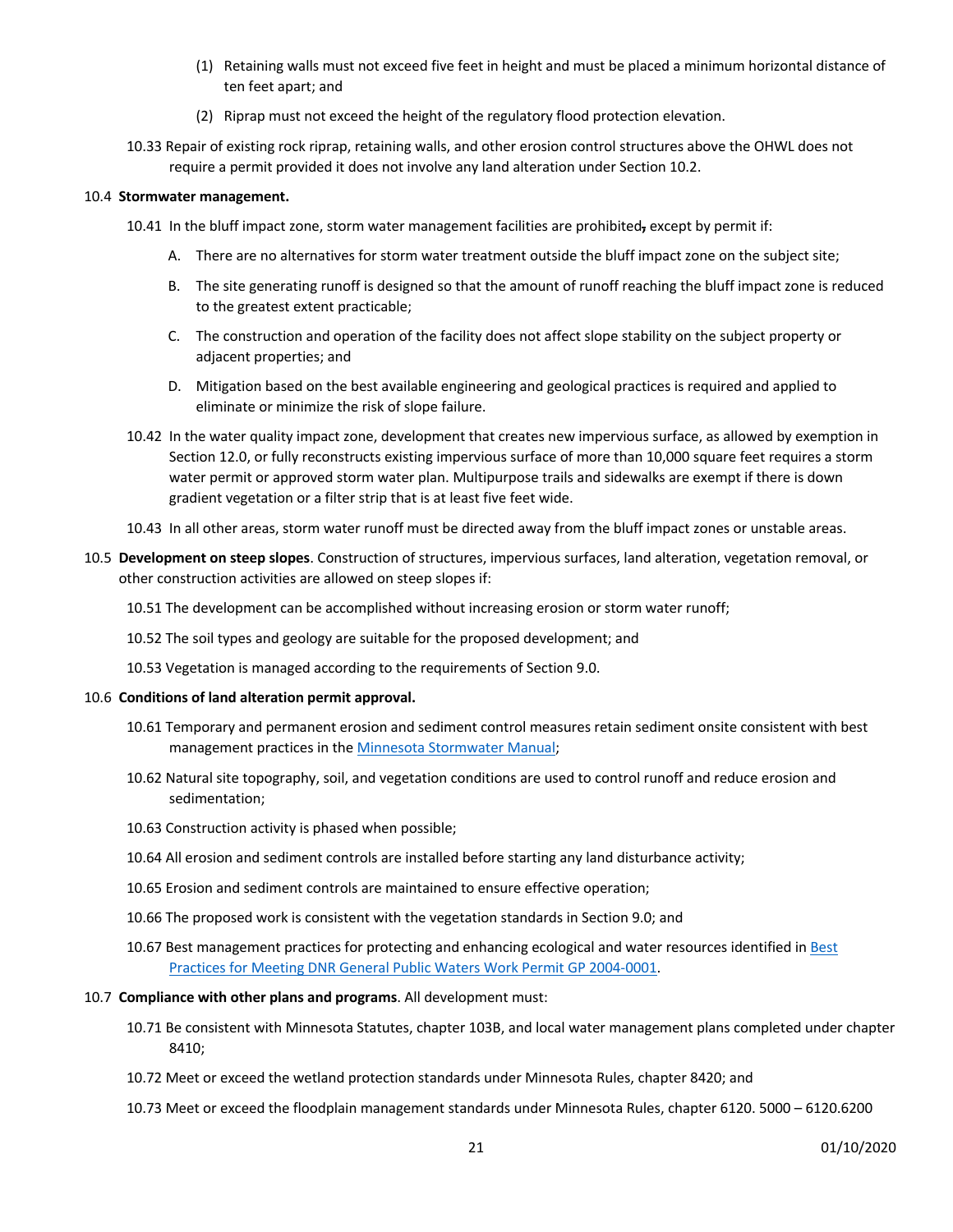(1) Retaining walls must not exceed five feet in height and must be placed a minimum horizontal distance of ten feet apart; and

(2) Riprap must not exceed the height of the regulatory flood protection elevation.

10.33 Repair of existing rock riprap, retaining walls, and other erosion control structures above the OHWL does not require a permit provided it does not involve any land alteration under Section 10.2.

10.4 **Stormwater management.**

10.41 In the bluff impact zone, storm water management facilities are prohibited, except by permit if:

A. There are no alternatives for storm water treatment outside the bluff impact zone on the subject site;

B. The site generating runoff is designed so that the amount of runoff reaching the bluff impact zone is reduced to the greatest extent practicable;

C. The construction and operation of the facility does not affect slope stability on the subject property or adjacent properties; and

D. Mitigation based on the best available engineering and geological practices is required and applied to eliminate or minimize the risk of slope failure.

10.42 In the water quality impact zone, development that creates new impervious surface, as allowed by exemption in Section 12.0, or fully reconstructs existing impervious surface of more than 10,000 square feet requires a storm water permit or approved storm water plan. Multipurpose trails and sidewalks are exempt if there is down gradient vegetation or a filter strip that is at least five feet wide.

10.43 In all other areas, storm water runoff must be directed away from the bluff impact zones or unstable areas.

10.5 **Development on steep slopes**. Construction of structures, impervious surfaces, land alteration, vegetation removal, or other construction activities are allowed on steep slopes if:

10.51 The development can be accomplished without increasing erosion or storm water runoff;

10.52 The soil types and geology are suitable for the proposed development; and

10.53 Vegetation is managed according to the requirements of Section 9.0.

10.6 **Conditions of land alteration permit approval.**

10.61 Temporary and permanent erosion and sediment control measures retain sediment onsite consistent with best management practices in the Minnesota Stormwater Manual;

10.62 Natural site topography, soil, and vegetation conditions are used to control runoff and reduce erosion and sedimentation;

10.63 Construction activity is phased when possible;

10.64 All erosion and sediment controls are installed before starting any land disturbance activity;

10.65 Erosion and sediment controls are maintained to ensure effective operation;

10.66 The proposed work is consistent with the vegetation standards in Section 9.0; and

10.67 Best management practices for protecting and enhancing ecological and water resources identified in Best Practices for Meeting DNR General Public Waters Work Permit GP 2004-0001.

10.7 **Compliance with other plans and programs**. All development must:

10.71 Be consistent with Minnesota Statutes, chapter 103B, and local water management plans completed under chapter 8410;

10.72 Meet or exceed the wetland protection standards under Minnesota Rules, chapter 8420; and

10.73 Meet or exceed the floodplain management standards under Minnesota Rules, chapter 6120. 5000 – 6120.6200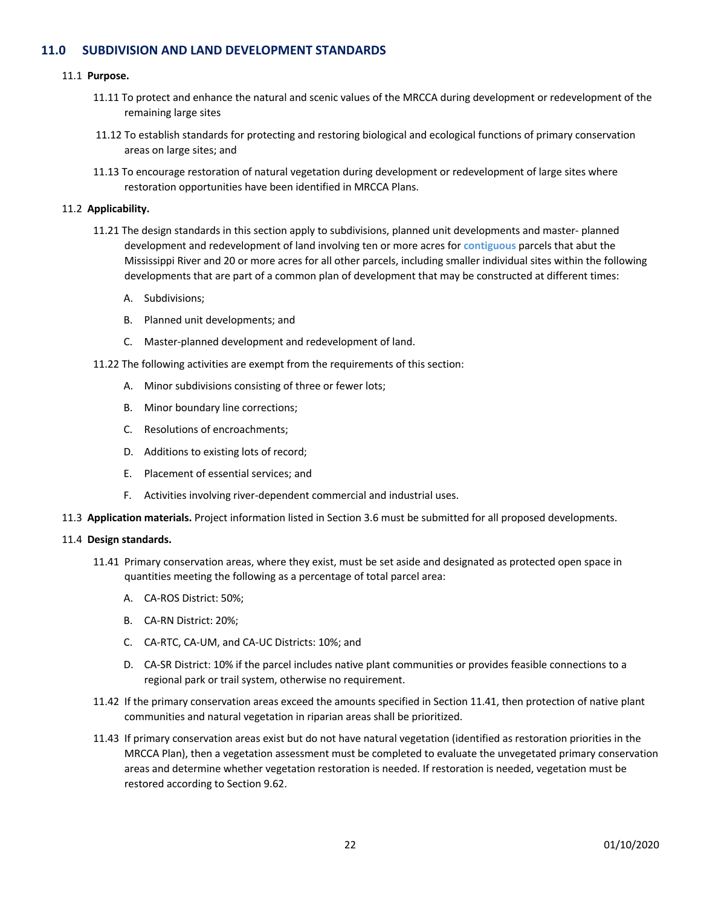## 11.0 SUBDIVISION AND LAND DEVELOPMENT STANDARDS

11.1 **Purpose.**

11.11 To protect and enhance the natural and scenic values of the MRCCA during development or redevelopment of the remaining large sites

11.12 To establish standards for protecting and restoring biological and ecological functions of primary conservation areas on large sites; and

11.13 To encourage restoration of natural vegetation during development or redevelopment of large sites where restoration opportunities have been identified in MRCCA Plans.

11.2 **Applicability.**

11.21 The design standards in this section apply to subdivisions, planned unit developments and master- planned development and redevelopment of land involving ten or more acres for contiguous parcels that abut the Mississippi River and 20 or more acres for all other parcels, including smaller individual sites within the following developments that are part of a common plan of development that may be constructed at different times:

A. Subdivisions;

B. Planned unit developments; and

C. Master-planned development and redevelopment of land.

11.22 The following activities are exempt from the requirements of this section:

A. Minor subdivisions consisting of three or fewer lots;

B. Minor boundary line corrections;

C. Resolutions of encroachments;

D. Additions to existing lots of record;

E. Placement of essential services; and

F. Activities involving river-dependent commercial and industrial uses.

11.3 **Application materials.** Project information listed in Section 3.6 must be submitted for all proposed developments.

11.4 **Design standards.**

11.41 Primary conservation areas, where they exist, must be set aside and designated as protected open space in quantities meeting the following as a percentage of total parcel area:

A. CA-ROS District: 50%;

B. CA-RN District: 20%;

C. CA-RTC, CA-UM, and CA-UC Districts: 10%; and

D. CA-SR District: 10% if the parcel includes native plant communities or provides feasible connections to a regional park or trail system, otherwise no requirement.

11.42 If the primary conservation areas exceed the amounts specified in Section 11.41, then protection of native plant communities and natural vegetation in riparian areas shall be prioritized.

11.43 If primary conservation areas exist but do not have natural vegetation (identified as restoration priorities in the MRCCA Plan), then a vegetation assessment must be completed to evaluate the unvegetated primary conservation areas and determine whether vegetation restoration is needed. If restoration is needed, vegetation must be restored according to Section 9.62.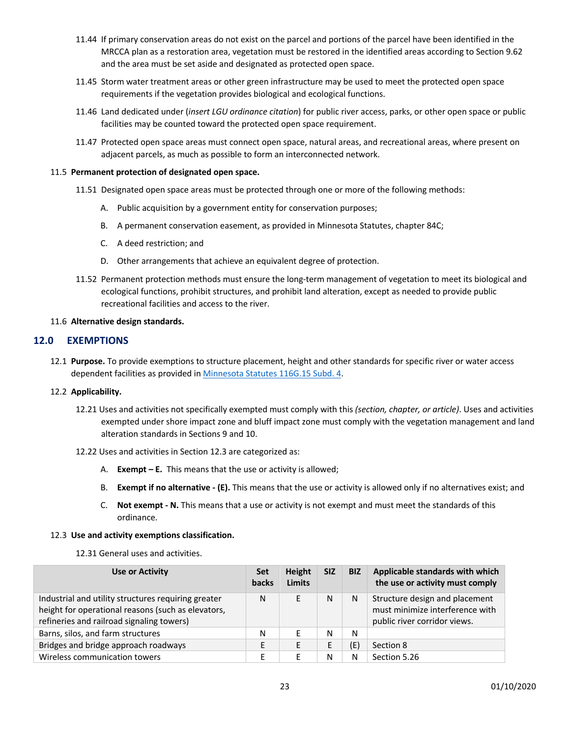11.44 If primary conservation areas do not exist on the parcel and portions of the parcel have been identified in the MRCCA plan as a restoration area, vegetation must be restored in the identified areas according to Section 9.62 and the area must be set aside and designated as protected open space.

11.45 Storm water treatment areas or other green infrastructure may be used to meet the protected open space requirements if the vegetation provides biological and ecological functions.

11.46 Land dedicated under (*insert LGU ordinance citation*) for public river access, parks, or other open space or public facilities may be counted toward the protected open space requirement.

11.47 Protected open space areas must connect open space, natural areas, and recreational areas, where present on adjacent parcels, as much as possible to form an interconnected network.

11.5 **Permanent protection of designated open space.**

11.51 Designated open space areas must be protected through one or more of the following methods:

A. Public acquisition by a government entity for conservation purposes;

B. A permanent conservation easement, as provided in Minnesota Statutes, chapter 84C;

C. A deed restriction; and

D. Other arrangements that achieve an equivalent degree of protection.

11.52 Permanent protection methods must ensure the long-term management of vegetation to meet its biological and ecological functions, prohibit structures, and prohibit land alteration, except as needed to provide public recreational facilities and access to the river.

11.6 **Alternative design standards.**

## 12.0 EXEMPTIONS

12.1 **Purpose.** To provide exemptions to structure placement, height and other standards for specific river or water access dependent facilities as provided in Minnesota Statutes 116G.15 Subd. 4.

12.2 **Applicability.**

12.21 Uses and activities not specifically exempted must comply with this *(section, chapter, or article)*. Uses and activities exempted under shore impact zone and bluff impact zone must comply with the vegetation management and land alteration standards in Sections 9 and 10.

12.22 Uses and activities in Section 12.3 are categorized as:

A. **Exempt – E.** This means that the use or activity is allowed;

B. **Exempt if no alternative - (E).** This means that the use or activity is allowed only if no alternatives exist; and

C. **Not exempt - N.** This means that a use or activity is not exempt and must meet the standards of this ordinance.

12.3 **Use and activity exemptions classification.**

12.31 General uses and activities.

| Use or Activity | Set backs | Height Limits | SIZ | BIZ | Applicable standards with which the use or activity must comply |
|---|---|---|---|---|---|
| Industrial and utility structures requiring greater height for operational reasons (such as elevators, refineries and railroad signaling towers) | N | E | N | N | Structure design and placement must minimize interference with public river corridor views. |
| Barns, silos, and farm structures | N | E | N | N | |
| Bridges and bridge approach roadways | E | E | E | (E) | Section 8 |
| Wireless communication towers | E | E | N | N | Section 5.26 |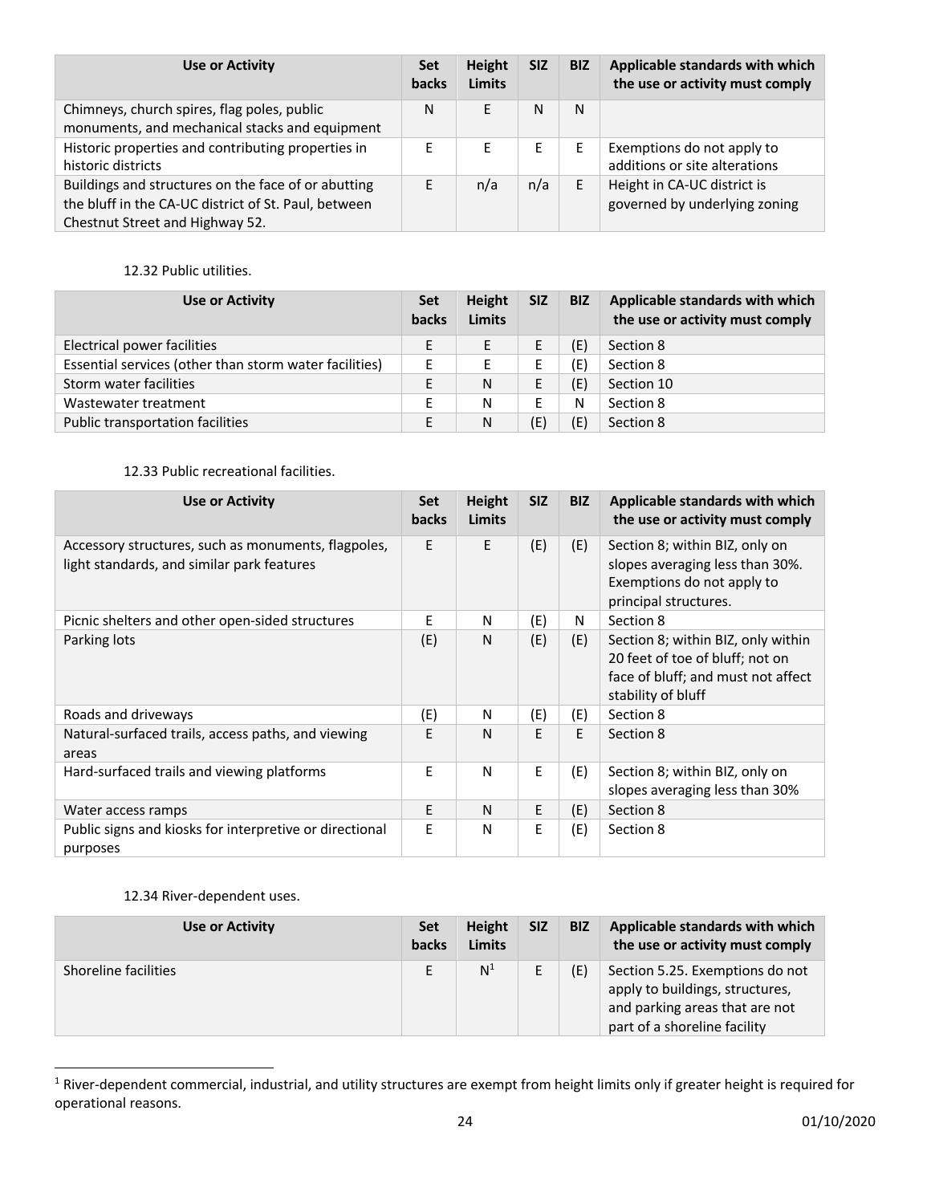| Use or Activity | Set backs | Height Limits | SIZ | BIZ | Applicable standards with which the use or activity must comply |
|---|---|---|---|---|---|
| Chimneys, church spires, flag poles, public monuments, and mechanical stacks and equipment | N | E | N | N | |
| Historic properties and contributing properties in historic districts | E | E | E | E | Exemptions do not apply to additions or site alterations |
| Buildings and structures on the face of or abutting the bluff in the CA-UC district of St. Paul, between Chestnut Street and Highway 52. | E | n/a | n/a | E | Height in CA-UC district is governed by underlying zoning |

12.32 Public utilities.

| Use or Activity | Set backs | Height Limits | SIZ | BIZ | Applicable standards with which the use or activity must comply |
|---|---|---|---|---|---|
| Electrical power facilities | E | E | E | (E) | Section 8 |
| Essential services (other than storm water facilities) | E | E | E | (E) | Section 8 |
| Storm water facilities | E | N | E | (E) | Section 10 |
| Wastewater treatment | E | N | E | N | Section 8 |
| Public transportation facilities | E | N | (E) | (E) | Section 8 |

12.33 Public recreational facilities.

| Use or Activity | Set backs | Height Limits | SIZ | BIZ | Applicable standards with which the use or activity must comply |
|---|---|---|---|---|---|
| Accessory structures, such as monuments, flagpoles, light standards, and similar park features | E | E | (E) | (E) | Section 8; within BIZ, only on slopes averaging less than 30%. Exemptions do not apply to principal structures. |
| Picnic shelters and other open-sided structures | E | N | (E) | N | Section 8 |
| Parking lots | (E) | N | (E) | (E) | Section 8; within BIZ, only within 20 feet of toe of bluff; not on face of bluff; and must not affect stability of bluff |
| Roads and driveways | (E) | N | (E) | (E) | Section 8 |
| Natural-surfaced trails, access paths, and viewing areas | E | N | E | E | Section 8 |
| Hard-surfaced trails and viewing platforms | E | N | E | (E) | Section 8; within BIZ, only on slopes averaging less than 30% |
| Water access ramps | E | N | E | (E) | Section 8 |
| Public signs and kiosks for interpretive or directional purposes | E | N | E | (E) | Section 8 |

12.34 River-dependent uses.

| Use or Activity | Set backs | Height Limits | SIZ | BIZ | Applicable standards with which the use or activity must comply |
|---|---|---|---|---|---|
| Shoreline facilities | E | N[1] | E | (E) | Section 5.25. Exemptions do not apply to buildings, structures, and parking areas that are not part of a shoreline facility |

[1] River-dependent commercial, industrial, and utility structures are exempt from height limits only if greater height is required for operational reasons.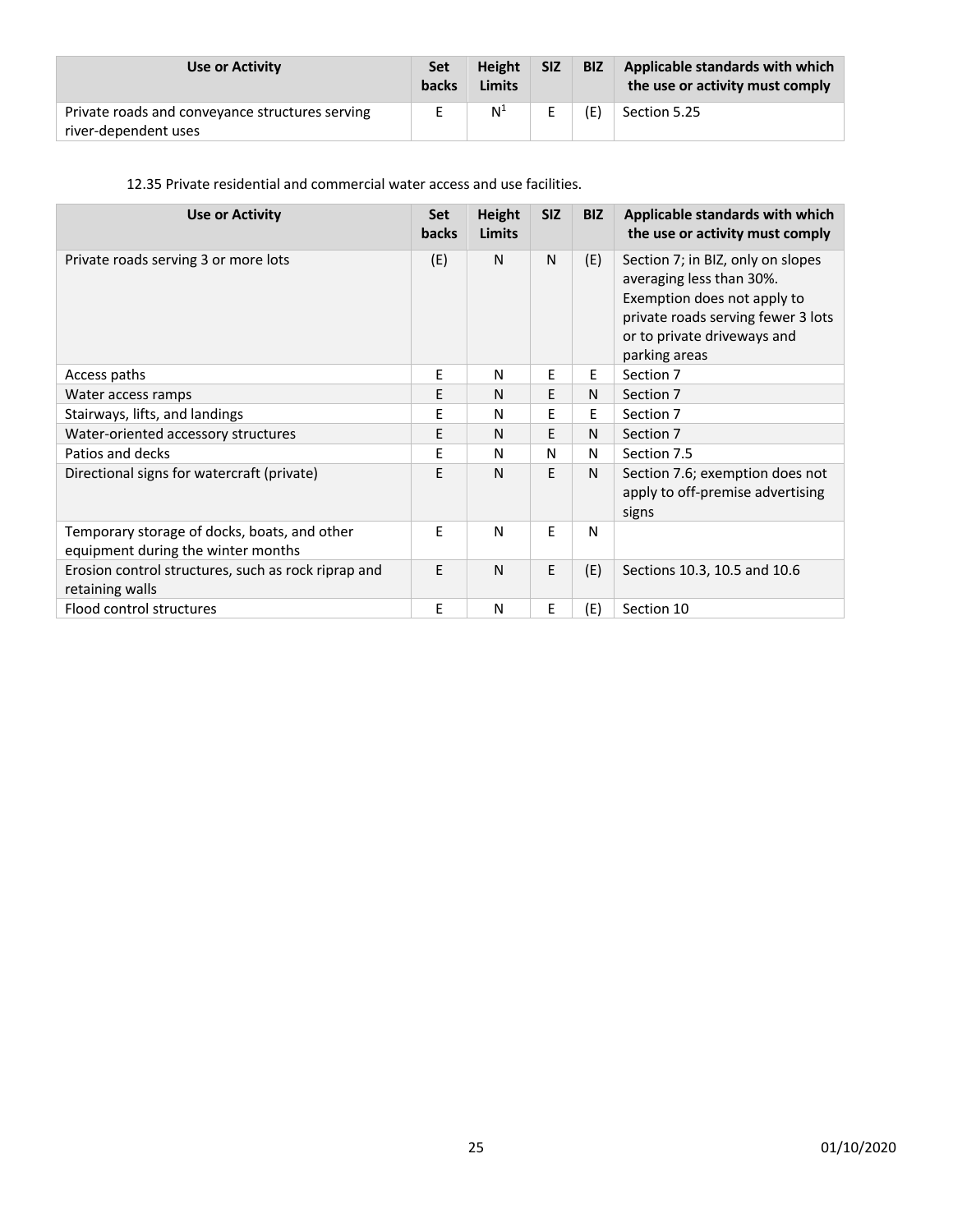| Use or Activity | Set backs | Height Limits | SIZ | BIZ | Applicable standards with which the use or activity must comply |
|---|---|---|---|---|---|
| Private roads and conveyance structures serving river-dependent uses | E | N[1] | E | (E) | Section 5.25 |

12.35 Private residential and commercial water access and use facilities.

| Use or Activity | Set backs | Height Limits | SIZ | BIZ | Applicable standards with which the use or activity must comply |
|---|---|---|---|---|---|
| Private roads serving 3 or more lots | (E) | N | N | (E) | Section 7; in BIZ, only on slopes averaging less than 30%. Exemption does not apply to private roads serving fewer 3 lots or to private driveways and parking areas |
| Access paths | E | N | E | E | Section 7 |
| Water access ramps | E | N | E | N | Section 7 |
| Stairways, lifts, and landings | E | N | E | E | Section 7 |
| Water-oriented accessory structures | E | N | E | N | Section 7 |
| Patios and decks | E | N | N | N | Section 7.5 |
| Directional signs for watercraft (private) | E | N | E | N | Section 7.6; exemption does not apply to off-premise advertising signs |
| Temporary storage of docks, boats, and other equipment during the winter months | E | N | E | N | |
| Erosion control structures, such as rock riprap and retaining walls | E | N | E | (E) | Sections 10.3, 10.5 and 10.6 |
| Flood control structures | E | N | E | (E) | Section 10 |